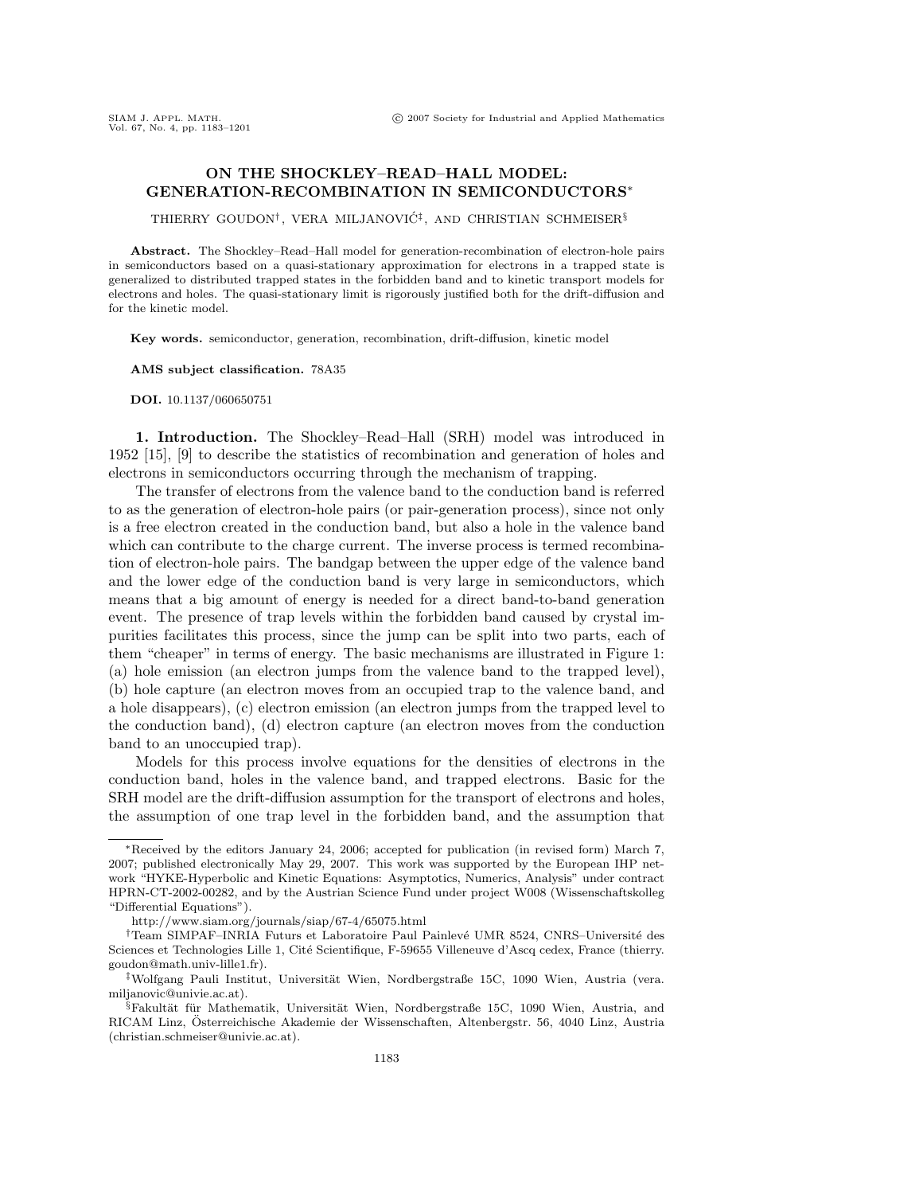# ON THE SHOCKLEY–READ–HALL MODEL: GENERATION-RECOMBINATION IN SEMICONDUCTORS*

THIERRY GOUDON†, VERA MILJANOVIĆ‡, AND CHRISTIAN SCHMEISER§

**Abstract.** The Shockley–Read–Hall model for generation-recombination of electron-hole pairs in semiconductors based on a quasi-stationary approximation for electrons in a trapped state is generalized to distributed trapped states in the forbidden band and to kinetic transport models for electrons and holes. The quasi-stationary limit is rigorously justified both for the drift-diffusion and for the kinetic model.

**Key words.** semiconductor, generation, recombination, drift-diffusion, kinetic model

**AMS subject classification.** 78A35

**DOI.** 10.1137/060650751

## 1. Introduction.

The Shockley–Read–Hall (SRH) model was introduced in 1952 [15], [9] to describe the statistics of recombination and generation of holes and electrons in semiconductors occurring through the mechanism of trapping.

The transfer of electrons from the valence band to the conduction band is referred to as the generation of electron-hole pairs (or pair-generation process), since not only is a free electron created in the conduction band, but also a hole in the valence band which can contribute to the charge current. The inverse process is termed recombination of electron-hole pairs. The bandgap between the upper edge of the valence band and the lower edge of the conduction band is very large in semiconductors, which means that a big amount of energy is needed for a direct band-to-band generation event. The presence of trap levels within the forbidden band caused by crystal impurities facilitates this process, since the jump can be split into two parts, each of them "cheaper" in terms of energy. The basic mechanisms are illustrated in Figure 1: (a) hole emission (an electron jumps from the valence band to the trapped level), (b) hole capture (an electron moves from an occupied trap to the valence band, and a hole disappears), (c) electron emission (an electron jumps from the trapped level to the conduction band), (d) electron capture (an electron moves from the conduction band to an unoccupied trap).

Models for this process involve equations for the densities of electrons in the conduction band, holes in the valence band, and trapped electrons. Basic for the SRH model are the drift-diffusion assumption for the transport of electrons and holes, the assumption of one trap level in the forbidden band, and the assumption that

---

*Received by the editors January 24, 2006; accepted for publication (in revised form) March 7, 2007; published electronically May 29, 2007. This work was supported by the European IHP network "HYKE-Hyperbolic and Kinetic Equations: Asymptotics, Numerics, Analysis" under contract HPRN-CT-2002-00282, and by the Austrian Science Fund under project W008 (Wissenschaftskolleg "Differential Equations").

http://www.siam.org/journals/siap/67-4/65075.html

†Team SIMPAF–INRIA Futurs et Laboratoire Paul Painlevé UMR 8524, CNRS–Université des Sciences et Technologies Lille 1, Cité Scientifique, F-59655 Villeneuve d'Ascq cedex, France (thierry.goudon@math.univ-lille1.fr).

‡Wolfgang Pauli Institut, Universität Wien, Nordbergstraße 15C, 1090 Wien, Austria (vera.miljanovic@univie.ac.at).

§Fakultät für Mathematik, Universität Wien, Nordbergstraße 15C, 1090 Wien, Austria, and RICAM Linz, Österreichische Akademie der Wissenschaften, Altenbergstr. 56, 4040 Linz, Austria (christian.schmeiser@univie.ac.at).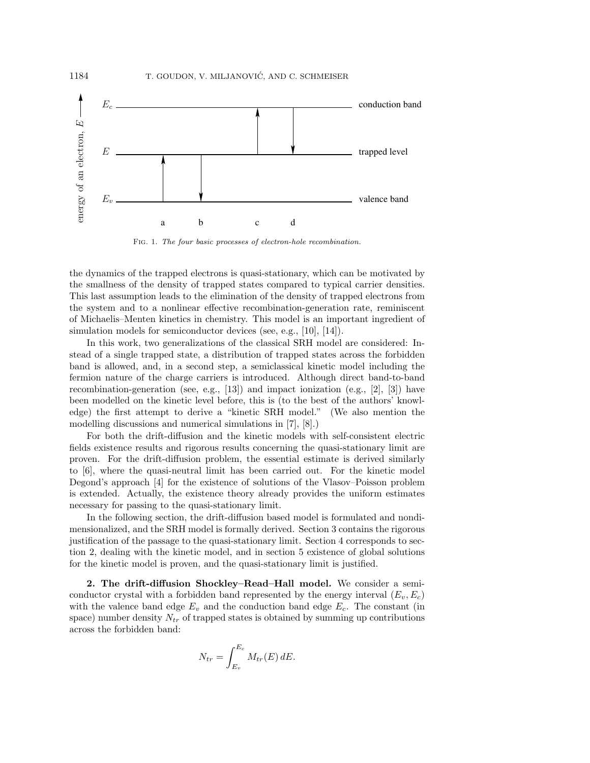Fig. 1. *The four basic processes of electron-hole recombination.*

the dynamics of the trapped electrons is quasi-stationary, which can be motivated by the smallness of the density of trapped states compared to typical carrier densities. This last assumption leads to the elimination of the density of trapped electrons from the system and to a nonlinear effective recombination-generation rate, reminiscent of Michaelis–Menten kinetics in chemistry. This model is an important ingredient of simulation models for semiconductor devices (see, e.g., [10], [14]).

In this work, two generalizations of the classical SRH model are considered: Instead of a single trapped state, a distribution of trapped states across the forbidden band is allowed, and, in a second step, a semiclassical kinetic model including the fermion nature of the charge carriers is introduced. Although direct band-to-band recombination-generation (see, e.g., [13]) and impact ionization (e.g., [2], [3]) have been modelled on the kinetic level before, this is (to the best of the authors' knowledge) the first attempt to derive a "kinetic SRH model." (We also mention the modelling discussions and numerical simulations in [7], [8].)

For both the drift-diffusion and the kinetic models with self-consistent electric fields existence results and rigorous results concerning the quasi-stationary limit are proven. For the drift-diffusion problem, the essential estimate is derived similarly to [6], where the quasi-neutral limit has been carried out. For the kinetic model Degond's approach [4] for the existence of solutions of the Vlasov–Poisson problem is extended. Actually, the existence theory already provides the uniform estimates necessary for passing to the quasi-stationary limit.

In the following section, the drift-diffusion based model is formulated and nondimensionalized, and the SRH model is formally derived. Section 3 contains the rigorous justification of the passage to the quasi-stationary limit. Section 4 corresponds to section 2, dealing with the kinetic model, and in section 5 existence of global solutions for the kinetic model is proven, and the quasi-stationary limit is justified.

## 2. The drift-diffusion Shockley–Read–Hall model.

We consider a semiconductor crystal with a forbidden band represented by the energy interval $(E_v, E_c)$ with the valence band edge $E_v$ and the conduction band edge $E_c$. The constant (in space) number density $N_{tr}$ of trapped states is obtained by summing up contributions across the forbidden band:

$$N_{tr} = \int_{E_v}^{E_c} M_{tr}(E)\, dE.$$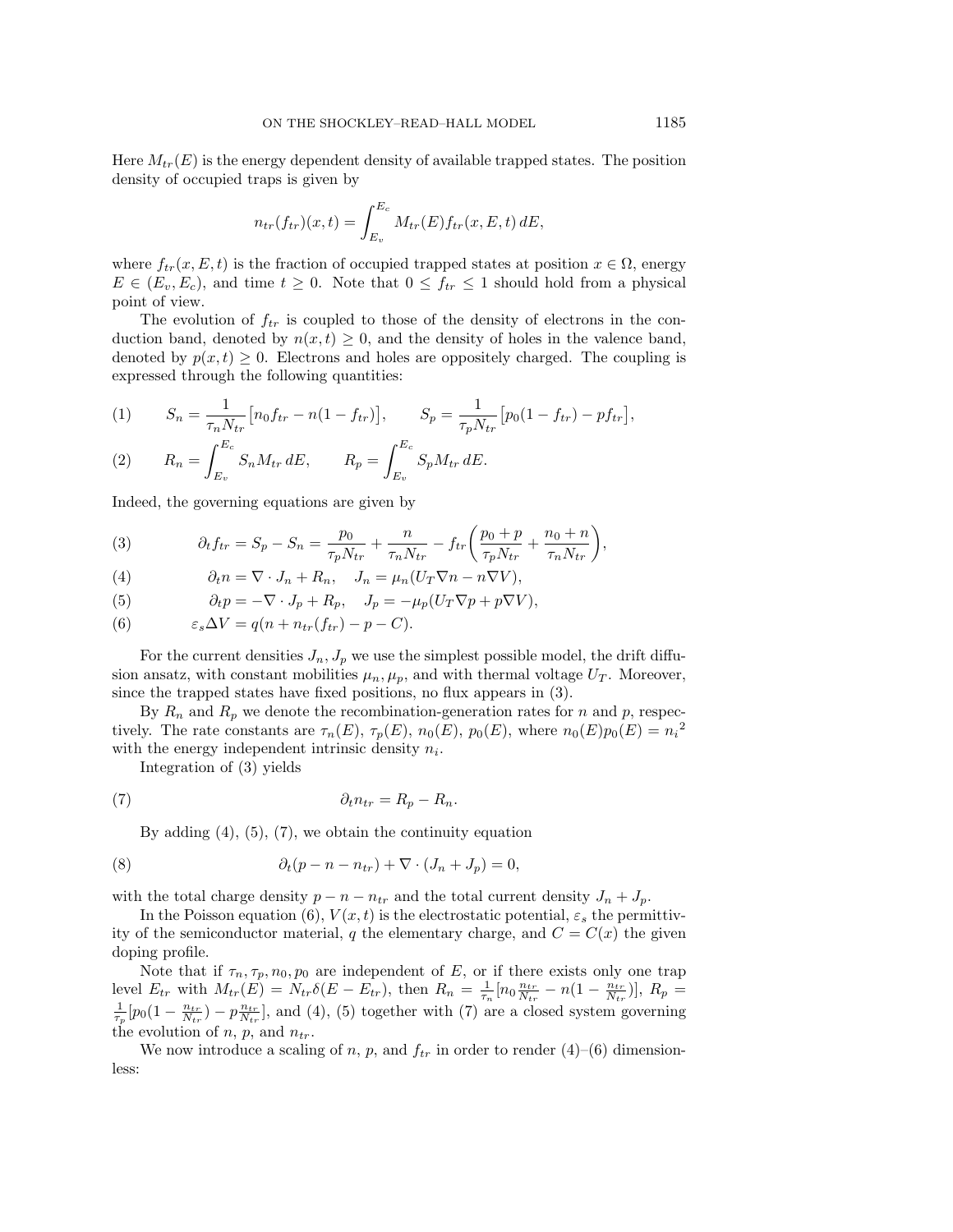Here $M_{tr}(E)$ is the energy dependent density of available trapped states. The position density of occupied traps is given by

$$n_{tr}(f_{tr})(x,t) = \int_{E_v}^{E_c} M_{tr}(E) f_{tr}(x,E,t)\, dE,$$

where $f_{tr}(x,E,t)$ is the fraction of occupied trapped states at position $x \in \Omega$, energy $E \in (E_v, E_c)$, and time $t \geq 0$. Note that $0 \leq f_{tr} \leq 1$ should hold from a physical point of view.

The evolution of $f_{tr}$ is coupled to those of the density of electrons in the conduction band, denoted by $n(x,t) \geq 0$, and the density of holes in the valence band, denoted by $p(x,t) \geq 0$. Electrons and holes are oppositely charged. The coupling is expressed through the following quantities:

$$S_n = \frac{1}{\tau_n N_{tr}}\big[n_0 f_{tr} - n(1-f_{tr})\big], \qquad S_p = \frac{1}{\tau_p N_{tr}}\big[p_0(1-f_{tr}) - p f_{tr}\big], \tag{1}$$

$$R_n = \int_{E_v}^{E_c} S_n M_{tr}\, dE, \qquad R_p = \int_{E_v}^{E_c} S_p M_{tr}\, dE. \tag{2}$$

Indeed, the governing equations are given by

$$\partial_t f_{tr} = S_p - S_n = \frac{p_0}{\tau_p N_{tr}} + \frac{n}{\tau_n N_{tr}} - f_{tr}\left(\frac{p_0 + p}{\tau_p N_{tr}} + \frac{n_0 + n}{\tau_n N_{tr}}\right), \tag{3}$$

$$\partial_t n = \nabla \cdot J_n + R_n, \quad J_n = \mu_n (U_T \nabla n - n \nabla V), \tag{4}$$

$$\partial_t p = -\nabla \cdot J_p + R_p, \quad J_p = -\mu_p (U_T \nabla p + p \nabla V), \tag{5}$$

$$\varepsilon_s \Delta V = q(n + n_{tr}(f_{tr}) - p - C). \tag{6}$$

For the current densities $J_n, J_p$ we use the simplest possible model, the drift diffusion ansatz, with constant mobilities $\mu_n, \mu_p$, and with thermal voltage $U_T$. Moreover, since the trapped states have fixed positions, no flux appears in (3).

By $R_n$ and $R_p$ we denote the recombination-generation rates for $n$ and $p$, respectively. The rate constants are $\tau_n(E)$, $\tau_p(E)$, $n_0(E)$, $p_0(E)$, where $n_0(E)p_0(E) = {n_i}^2$ with the energy independent intrinsic density $n_i$.

Integration of (3) yields

$$\partial_t n_{tr} = R_p - R_n. \tag{7}$$

By adding (4), (5), (7), we obtain the continuity equation

$$\partial_t (p - n - n_{tr}) + \nabla \cdot (J_n + J_p) = 0, \tag{8}$$

with the total charge density $p - n - n_{tr}$ and the total current density $J_n + J_p$.

In the Poisson equation (6), $V(x,t)$ is the electrostatic potential, $\varepsilon_s$ the permittivity of the semiconductor material, $q$ the elementary charge, and $C = C(x)$ the given doping profile.

Note that if $\tau_n, \tau_p, n_0, p_0$ are independent of $E$, or if there exists only one trap level $E_{tr}$ with $M_{tr}(E) = N_{tr}\delta(E - E_{tr})$, then $R_n = \frac{1}{\tau_n}[n_0 \frac{n_{tr}}{N_{tr}} - n(1 - \frac{n_{tr}}{N_{tr}})]$, $R_p = \frac{1}{\tau_p}[p_0(1 - \frac{n_{tr}}{N_{tr}}) - p\frac{n_{tr}}{N_{tr}}]$, and (4), (5) together with (7) are a closed system governing the evolution of $n$, $p$, and $n_{tr}$.

We now introduce a scaling of $n$, $p$, and $f_{tr}$ in order to render (4)–(6) dimensionless: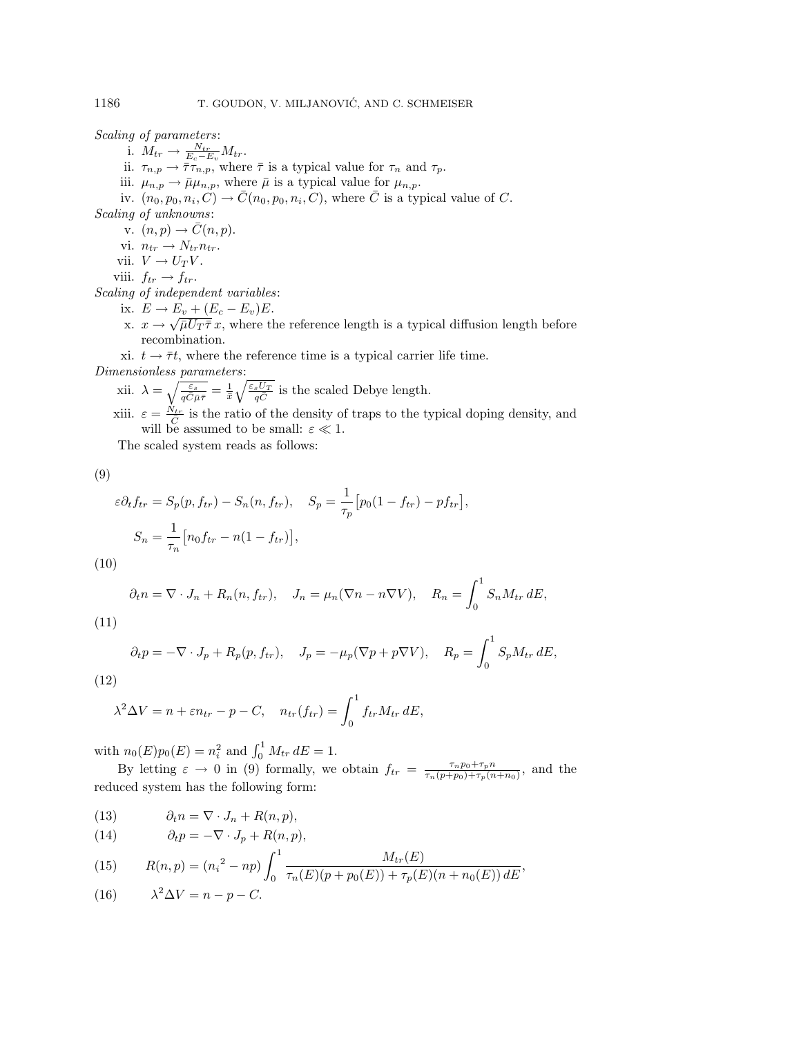*Scaling of parameters*:

i. $M_{tr} \to \frac{N_{tr}}{E_c - E_v} M_{tr}$.

ii. $\tau_{n,p} \to \bar{\tau}\tau_{n,p}$, where $\bar{\tau}$ is a typical value for $\tau_n$ and $\tau_p$.

iii. $\mu_{n,p} \to \bar{\mu}\mu_{n,p}$, where $\bar{\mu}$ is a typical value for $\mu_{n,p}$.

iv. $(n_0, p_0, n_i, C) \to \bar{C}(n_0, p_0, n_i, C)$, where $\bar{C}$ is a typical value of $C$.

*Scaling of unknowns*:

v. $(n, p) \to \bar{C}(n, p)$.

vi. $n_{tr} \to N_{tr} n_{tr}$.

vii. $V \to U_T V$.

viii. $f_{tr} \to f_{tr}$.

*Scaling of independent variables*:

ix. $E \to E_v + (E_c - E_v)E$.

x. $x \to \sqrt{\bar{\mu} U_T \bar{\tau}}\, x$, where the reference length is a typical diffusion length before recombination.

xi. $t \to \bar{\tau} t$, where the reference time is a typical carrier life time.

*Dimensionless parameters*:

xii. $\lambda = \sqrt{\frac{\varepsilon_s}{q\bar{C}\bar{\mu}\bar{\tau}}} = \frac{1}{\bar{x}}\sqrt{\frac{\varepsilon_s U_T}{q\bar{C}}}$ is the scaled Debye length.

xiii. $\varepsilon = \frac{N_{tr}}{\bar{C}}$ is the ratio of the density of traps to the typical doping density, and will be assumed to be small: $\varepsilon \ll 1$.

The scaled system reads as follows:

(9)
$$\varepsilon \partial_t f_{tr} = S_p(p, f_{tr}) - S_n(n, f_{tr}), \quad S_p = \frac{1}{\tau_p}\big[p_0(1 - f_{tr}) - p f_{tr}\big],$$
$$S_n = \frac{1}{\tau_n}\big[n_0 f_{tr} - n(1 - f_{tr})\big],$$

(10)
$$\partial_t n = \nabla \cdot J_n + R_n(n, f_{tr}), \quad J_n = \mu_n(\nabla n - n\nabla V), \quad R_n = \int_0^1 S_n M_{tr}\, dE,$$

(11)
$$\partial_t p = -\nabla \cdot J_p + R_p(p, f_{tr}), \quad J_p = -\mu_p(\nabla p + p\nabla V), \quad R_p = \int_0^1 S_p M_{tr}\, dE,$$

(12)
$$\lambda^2 \Delta V = n + \varepsilon n_{tr} - p - C, \quad n_{tr}(f_{tr}) = \int_0^1 f_{tr} M_{tr}\, dE,$$

with $n_0(E)p_0(E) = n_i^2$ and $\int_0^1 M_{tr}\, dE = 1$.

By letting $\varepsilon \to 0$ in (9) formally, we obtain $f_{tr} = \frac{\tau_n p_0 + \tau_p n}{\tau_n(p + p_0) + \tau_p(n + n_0)}$, and the reduced system has the following form:

$$\partial_t n = \nabla \cdot J_n + R(n, p), \tag{13}$$

$$\partial_t p = -\nabla \cdot J_p + R(n, p), \tag{14}$$

$$R(n, p) = ({n_i}^2 - np)\int_0^1 \frac{M_{tr}(E)}{\tau_n(E)(p + p_0(E)) + \tau_p(E)(n + n_0(E))\, dE}, \tag{15}$$

$$\lambda^2 \Delta V = n - p - C. \tag{16}$$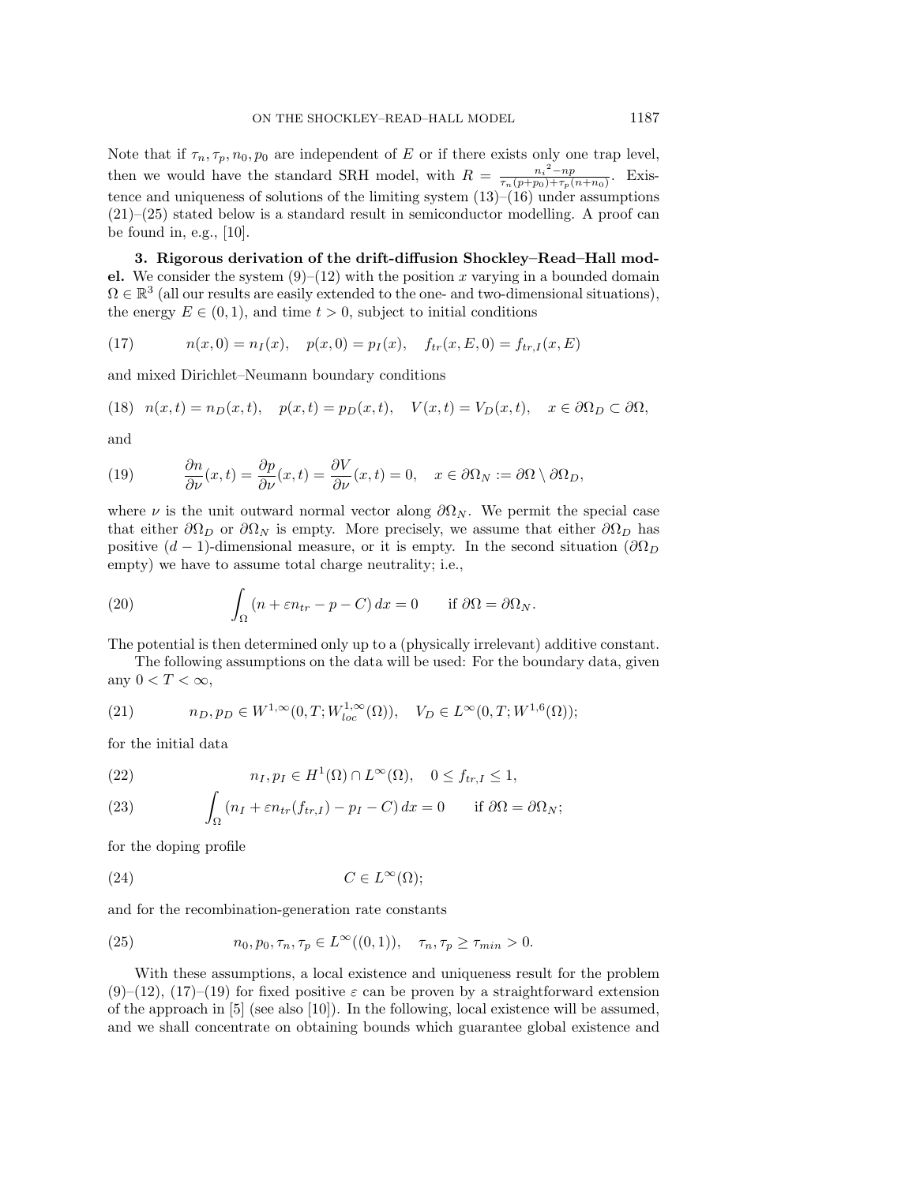Note that if $\tau_n, \tau_p, n_0, p_0$ are independent of $E$ or if there exists only one trap level, then we would have the standard SRH model, with $R = \frac{{n_i}^2 - np}{\tau_n(p+p_0)+\tau_p(n+n_0)}$. Existence and uniqueness of solutions of the limiting system (13)–(16) under assumptions (21)–(25) stated below is a standard result in semiconductor modelling. A proof can be found in, e.g., [10].

**3. Rigorous derivation of the drift-diffusion Shockley–Read–Hall model.** We consider the system (9)–(12) with the position $x$ varying in a bounded domain $\Omega \in \mathbb{R}^3$ (all our results are easily extended to the one- and two-dimensional situations), the energy $E \in (0,1)$, and time $t > 0$, subject to initial conditions

$$n(x,0) = n_I(x), \quad p(x,0) = p_I(x), \quad f_{tr}(x,E,0) = f_{tr,I}(x,E) \tag{17}$$

and mixed Dirichlet–Neumann boundary conditions

$$n(x,t) = n_D(x,t), \quad p(x,t) = p_D(x,t), \quad V(x,t) = V_D(x,t), \quad x \in \partial\Omega_D \subset \partial\Omega, \tag{18}$$

and

$$\frac{\partial n}{\partial \nu}(x,t) = \frac{\partial p}{\partial \nu}(x,t) = \frac{\partial V}{\partial \nu}(x,t) = 0, \quad x \in \partial\Omega_N := \partial\Omega \setminus \partial\Omega_D, \tag{19}$$

where $\nu$ is the unit outward normal vector along $\partial\Omega_N$. We permit the special case that either $\partial\Omega_D$ or $\partial\Omega_N$ is empty. More precisely, we assume that either $\partial\Omega_D$ has positive $(d-1)$-dimensional measure, or it is empty. In the second situation ($\partial\Omega_D$ empty) we have to assume total charge neutrality; i.e.,

$$\int_\Omega (n + \varepsilon n_{tr} - p - C)\, dx = 0 \qquad \text{if } \partial\Omega = \partial\Omega_N. \tag{20}$$

The potential is then determined only up to a (physically irrelevant) additive constant.

The following assumptions on the data will be used: For the boundary data, given any $0 < T < \infty$,

$$n_D, p_D \in W^{1,\infty}(0,T; W^{1,\infty}_{loc}(\Omega)), \quad V_D \in L^\infty(0,T; W^{1,6}(\Omega)); \tag{21}$$

for the initial data

$$n_I, p_I \in H^1(\Omega) \cap L^\infty(\Omega), \quad 0 \le f_{tr,I} \le 1, \tag{22}$$

$$\int_\Omega (n_I + \varepsilon n_{tr}(f_{tr,I}) - p_I - C)\, dx = 0 \qquad \text{if } \partial\Omega = \partial\Omega_N; \tag{23}$$

for the doping profile

$$C \in L^\infty(\Omega); \tag{24}$$

and for the recombination-generation rate constants

$$n_0, p_0, \tau_n, \tau_p \in L^\infty((0,1)), \quad \tau_n, \tau_p \ge \tau_{min} > 0. \tag{25}$$

With these assumptions, a local existence and uniqueness result for the problem (9)–(12), (17)–(19) for fixed positive $\varepsilon$ can be proven by a straightforward extension of the approach in [5] (see also [10]). In the following, local existence will be assumed, and we shall concentrate on obtaining bounds which guarantee global existence and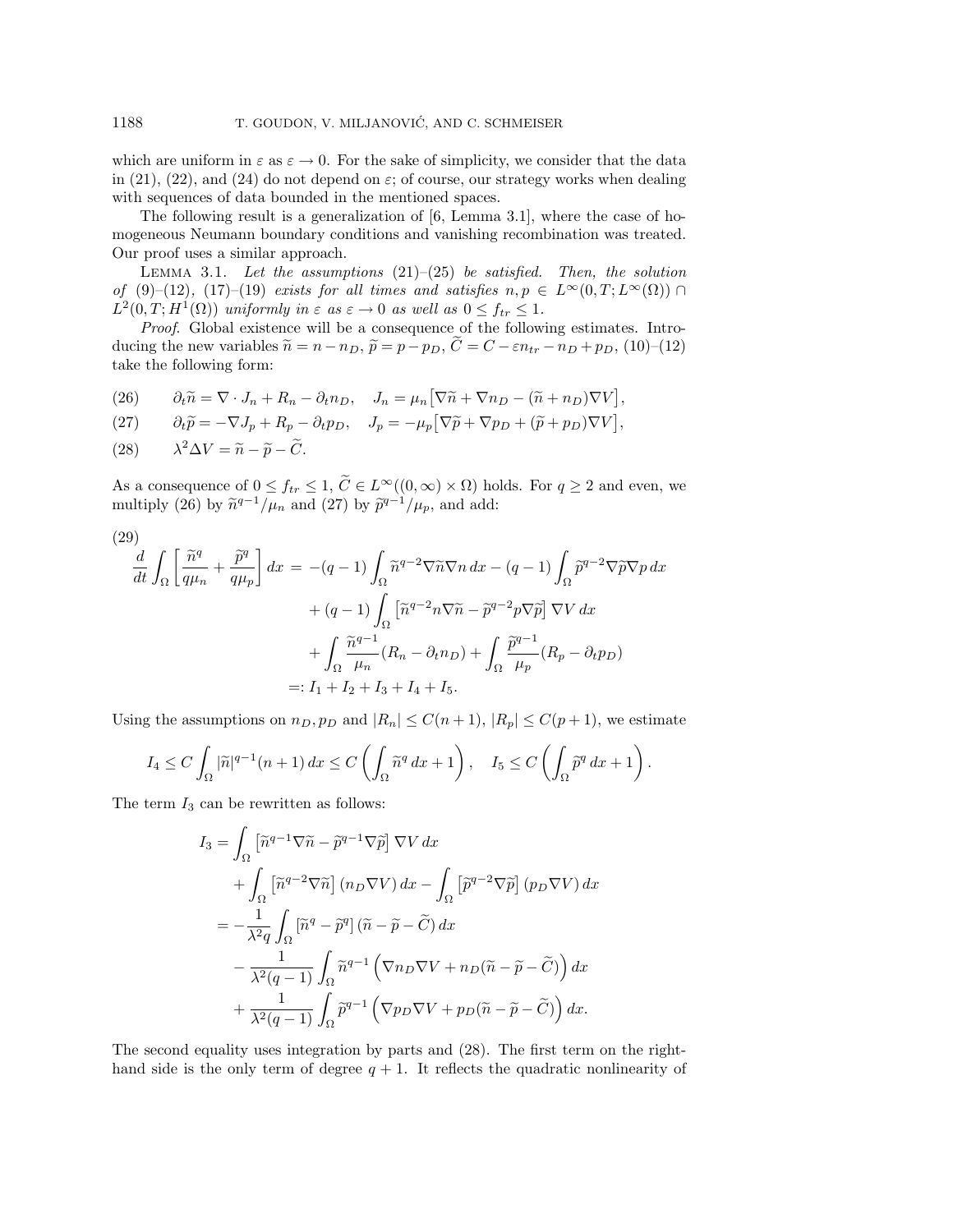which are uniform in $\varepsilon$ as $\varepsilon \to 0$. For the sake of simplicity, we consider that the data in (21), (22), and (24) do not depend on $\varepsilon$; of course, our strategy works when dealing with sequences of data bounded in the mentioned spaces.

The following result is a generalization of [6, Lemma 3.1], where the case of homogeneous Neumann boundary conditions and vanishing recombination was treated. Our proof uses a similar approach.

Lemma 3.1. *Let the assumptions* (21)–(25) *be satisfied. Then, the solution of* (9)–(12), (17)–(19) *exists for all times and satisfies* $n, p \in L^\infty(0,T; L^\infty(\Omega)) \cap L^2(0,T; H^1(\Omega))$ *uniformly in* $\varepsilon$ *as* $\varepsilon \to 0$ *as well as* $0 \le f_{tr} \le 1$.

*Proof.* Global existence will be a consequence of the following estimates. Introducing the new variables $\widetilde{n} = n - n_D$, $\widetilde{p} = p - p_D$, $\widetilde{C} = C - \varepsilon n_{tr} - n_D + p_D$, (10)–(12) take the following form:

$$
\partial_t \widetilde{n} = \nabla \cdot J_n + R_n - \partial_t n_D, \quad J_n = \mu_n \big[\nabla \widetilde{n} + \nabla n_D - (\widetilde{n} + n_D)\nabla V\big], \tag{26}
$$

$$
\partial_t \widetilde{p} = -\nabla J_p + R_p - \partial_t p_D, \quad J_p = -\mu_p \big[\nabla \widetilde{p} + \nabla p_D + (\widetilde{p} + p_D)\nabla V\big], \tag{27}
$$

$$
\lambda^2 \Delta V = \widetilde{n} - \widetilde{p} - \widetilde{C}. \tag{28}
$$

As a consequence of $0 \le f_{tr} \le 1$, $\widetilde{C} \in L^\infty((0,\infty)\times\Omega)$ holds. For $q \ge 2$ and even, we multiply (26) by $\widetilde{n}^{q-1}/\mu_n$ and (27) by $\widetilde{p}^{q-1}/\mu_p$, and add:

$$
\begin{aligned}
\frac{d}{dt}\int_\Omega \left[\frac{\widetilde{n}^q}{q\mu_n} + \frac{\widetilde{p}^q}{q\mu_p}\right] dx \;=&\; -(q-1)\int_\Omega \widetilde{n}^{q-2}\nabla\widetilde{n}\nabla n\, dx - (q-1)\int_\Omega \widetilde{p}^{q-2}\nabla\widetilde{p}\nabla p\, dx \\
&+ (q-1)\int_\Omega \left[\widetilde{n}^{q-2} n \nabla\widetilde{n} - \widetilde{p}^{q-2} p \nabla\widetilde{p}\right]\nabla V\, dx \\
&+ \int_\Omega \frac{\widetilde{n}^{q-1}}{\mu_n}(R_n - \partial_t n_D) + \int_\Omega \frac{\widetilde{p}^{q-1}}{\mu_p}(R_p - \partial_t p_D) \\
=:&\; I_1 + I_2 + I_3 + I_4 + I_5.
\end{aligned} \tag{29}
$$

Using the assumptions on $n_D, p_D$ and $|R_n| \le C(n+1)$, $|R_p| \le C(p+1)$, we estimate

$$
I_4 \le C\int_\Omega |\widetilde{n}|^{q-1}(n+1)\, dx \le C\left(\int_\Omega \widetilde{n}^q\, dx + 1\right), \quad I_5 \le C\left(\int_\Omega \widetilde{p}^q\, dx + 1\right).
$$

The term $I_3$ can be rewritten as follows:

$$
\begin{aligned}
I_3 =& \int_\Omega \left[\widetilde{n}^{q-1}\nabla\widetilde{n} - \widetilde{p}^{q-1}\nabla\widetilde{p}\right]\nabla V\, dx \\
&+ \int_\Omega \left[\widetilde{n}^{q-2}\nabla\widetilde{n}\right](n_D\nabla V)\, dx - \int_\Omega \left[\widetilde{p}^{q-2}\nabla\widetilde{p}\right](p_D\nabla V)\, dx \\
=& -\frac{1}{\lambda^2 q}\int_\Omega \left[\widetilde{n}^q - \widetilde{p}^q\right](\widetilde{n} - \widetilde{p} - \widetilde{C})\, dx \\
&- \frac{1}{\lambda^2(q-1)}\int_\Omega \widetilde{n}^{q-1}\left(\nabla n_D\nabla V + n_D(\widetilde{n} - \widetilde{p} - \widetilde{C})\right) dx \\
&+ \frac{1}{\lambda^2(q-1)}\int_\Omega \widetilde{p}^{q-1}\left(\nabla p_D\nabla V + p_D(\widetilde{n} - \widetilde{p} - \widetilde{C})\right) dx.
\end{aligned}
$$

The second equality uses integration by parts and (28). The first term on the right-hand side is the only term of degree $q+1$. It reflects the quadratic nonlinearity of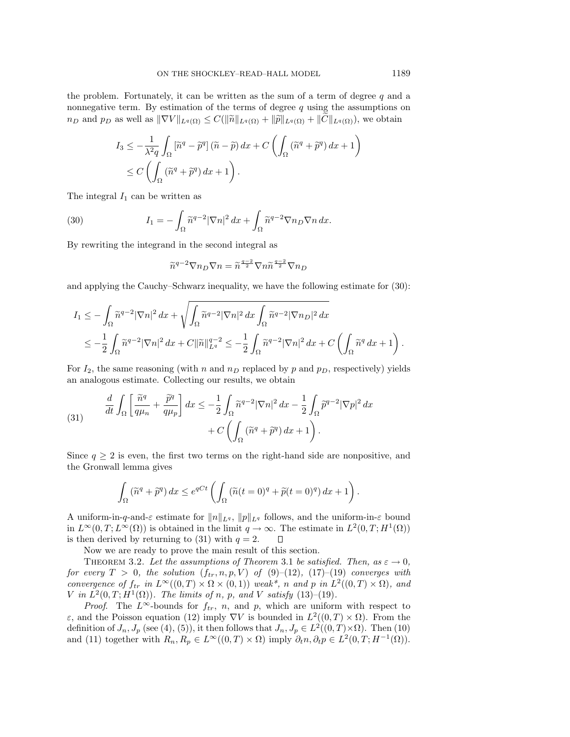the problem. Fortunately, it can be written as the sum of a term of degree $q$ and a nonnegative term. By estimation of the terms of degree $q$ using the assumptions on $n_D$ and $p_D$ as well as $\|\nabla V\|_{L^q(\Omega)} \leq C(\|\widetilde{n}\|_{L^q(\Omega)} + \|\widetilde{p}\|_{L^q(\Omega)} + \|\widetilde{C}\|_{L^q(\Omega)})$, we obtain

$$
\begin{aligned}
I_3 &\leq -\frac{1}{\lambda^2 q}\int_\Omega [\widetilde{n}^q - \widetilde{p}^q](\widetilde{n} - \widetilde{p})\,dx + C\left(\int_\Omega (\widetilde{n}^q + \widetilde{p}^q)\,dx + 1\right) \\
&\leq C\left(\int_\Omega (\widetilde{n}^q + \widetilde{p}^q)\,dx + 1\right).
\end{aligned}
$$

The integral $I_1$ can be written as

$$
I_1 = -\int_\Omega \widetilde{n}^{q-2}|\nabla n|^2\,dx + \int_\Omega \widetilde{n}^{q-2}\nabla n_D \nabla n\,dx. \tag{30}
$$

By rewriting the integrand in the second integral as

$$
\widetilde{n}^{q-2}\nabla n_D \nabla n = \widetilde{n}^{\frac{q-2}{2}}\nabla n \widetilde{n}^{\frac{q-2}{2}}\nabla n_D
$$

and applying the Cauchy–Schwarz inequality, we have the following estimate for (30):

$$
\begin{aligned}
I_1 &\leq -\int_\Omega \widetilde{n}^{q-2}|\nabla n|^2\,dx + \sqrt{\int_\Omega \widetilde{n}^{q-2}|\nabla n|^2\,dx \int_\Omega \widetilde{n}^{q-2}|\nabla n_D|^2\,dx} \\
&\leq -\frac{1}{2}\int_\Omega \widetilde{n}^{q-2}|\nabla n|^2\,dx + C\|\widetilde{n}\|_{L^q}^{q-2} \leq -\frac{1}{2}\int_\Omega \widetilde{n}^{q-2}|\nabla n|^2\,dx + C\left(\int_\Omega \widetilde{n}^q\,dx + 1\right).
\end{aligned}
$$

For $I_2$, the same reasoning (with $n$ and $n_D$ replaced by $p$ and $p_D$, respectively) yields an analogous estimate. Collecting our results, we obtain

$$
\begin{aligned}
\frac{d}{dt}\int_\Omega \left[\frac{\widetilde{n}^q}{q\mu_n} + \frac{\widetilde{p}^q}{q\mu_p}\right]dx &\leq -\frac{1}{2}\int_\Omega \widetilde{n}^{q-2}|\nabla n|^2\,dx - \frac{1}{2}\int_\Omega \widetilde{p}^{q-2}|\nabla p|^2\,dx \\
&\quad + C\left(\int_\Omega (\widetilde{n}^q + \widetilde{p}^q)\,dx + 1\right).
\end{aligned} \tag{31}
$$

Since $q \geq 2$ is even, the first two terms on the right-hand side are nonpositive, and the Gronwall lemma gives

$$
\int_\Omega (\widetilde{n}^q + \widetilde{p}^q)\,dx \leq e^{qCt}\left(\int_\Omega (\widetilde{n}(t=0)^q + \widetilde{p}(t=0)^q)\,dx + 1\right).
$$

A uniform-in-$q$-and-$\varepsilon$ estimate for $\|n\|_{L^q}$, $\|p\|_{L^q}$ follows, and the uniform-in-$\varepsilon$ bound in $L^\infty(0,T;L^\infty(\Omega))$ is obtained in the limit $q \to \infty$. The estimate in $L^2(0,T;H^1(\Omega))$ is then derived by returning to (31) with $q = 2$. ∎

Now we are ready to prove the main result of this section.

THEOREM 3.2. *Let the assumptions of Theorem* 3.1 *be satisfied. Then, as* $\varepsilon \to 0$, *for every* $T > 0$, *the solution* $(f_{tr}, n, p, V)$ *of* (9)–(12), (17)–(19) *converges with convergence of* $f_{tr}$ *in* $L^\infty((0,T)\times\Omega\times(0,1))$ *weak\*,* $n$ *and* $p$ *in* $L^2((0,T)\times\Omega)$, *and* $V$ *in* $L^2(0,T;H^1(\Omega))$. *The limits of* $n$, $p$, *and* $V$ *satisfy* (13)–(19).

*Proof*. The $L^\infty$-bounds for $f_{tr}$, $n$, and $p$, which are uniform with respect to $\varepsilon$, and the Poisson equation (12) imply $\nabla V$ is bounded in $L^2((0,T)\times\Omega)$. From the definition of $J_n, J_p$ (see (4), (5)), it then follows that $J_n, J_p \in L^2((0,T)\times\Omega)$. Then (10) and (11) together with $R_n, R_p \in L^\infty((0,T)\times\Omega)$ imply $\partial_t n, \partial_t p \in L^2(0,T;H^{-1}(\Omega))$.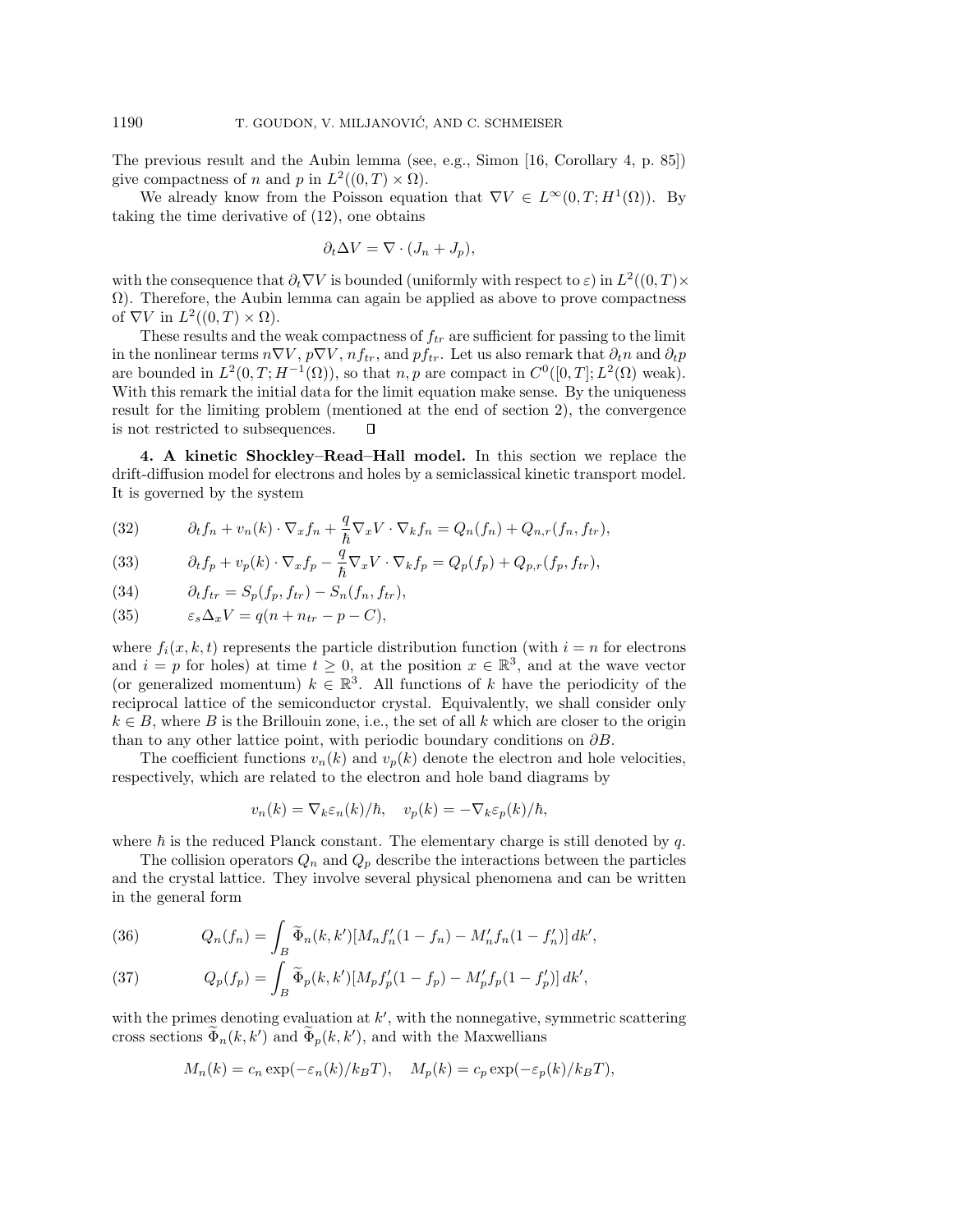The previous result and the Aubin lemma (see, e.g., Simon [16, Corollary 4, p. 85]) give compactness of $n$ and $p$ in $L^2((0,T)\times\Omega)$.

We already know from the Poisson equation that $\nabla V \in L^\infty(0,T;H^1(\Omega))$. By taking the time derivative of (12), one obtains

$$\partial_t \Delta V = \nabla \cdot (J_n + J_p),$$

with the consequence that $\partial_t \nabla V$ is bounded (uniformly with respect to $\varepsilon$) in $L^2((0,T)\times\Omega)$. Therefore, the Aubin lemma can again be applied as above to prove compactness of $\nabla V$ in $L^2((0,T)\times\Omega)$.

These results and the weak compactness of $f_{tr}$ are sufficient for passing to the limit in the nonlinear terms $n\nabla V$, $p\nabla V$, $nf_{tr}$, and $pf_{tr}$. Let us also remark that $\partial_t n$ and $\partial_t p$ are bounded in $L^2(0,T;H^{-1}(\Omega))$, so that $n,p$ are compact in $C^0([0,T];L^2(\Omega)\text{ weak})$. With this remark the initial data for the limit equation make sense. By the uniqueness result for the limiting problem (mentioned at the end of section 2), the convergence is not restricted to subsequences. $\square$

**4. A kinetic Shockley–Read–Hall model.** In this section we replace the drift-diffusion model for electrons and holes by a semiclassical kinetic transport model. It is governed by the system

$$\partial_t f_n + v_n(k)\cdot\nabla_x f_n + \frac{q}{\hbar}\nabla_x V\cdot\nabla_k f_n = Q_n(f_n) + Q_{n,r}(f_n, f_{tr}), \tag{32}$$

$$\partial_t f_p + v_p(k)\cdot\nabla_x f_p - \frac{q}{\hbar}\nabla_x V\cdot\nabla_k f_p = Q_p(f_p) + Q_{p,r}(f_p, f_{tr}), \tag{33}$$

$$\partial_t f_{tr} = S_p(f_p, f_{tr}) - S_n(f_n, f_{tr}), \tag{34}$$

$$\varepsilon_s \Delta_x V = q(n + n_{tr} - p - C), \tag{35}$$

where $f_i(x,k,t)$ represents the particle distribution function (with $i=n$ for electrons and $i=p$ for holes) at time $t\geq 0$, at the position $x\in\mathbb{R}^3$, and at the wave vector (or generalized momentum) $k\in\mathbb{R}^3$. All functions of $k$ have the periodicity of the reciprocal lattice of the semiconductor crystal. Equivalently, we shall consider only $k\in B$, where $B$ is the Brillouin zone, i.e., the set of all $k$ which are closer to the origin than to any other lattice point, with periodic boundary conditions on $\partial B$.

The coefficient functions $v_n(k)$ and $v_p(k)$ denote the electron and hole velocities, respectively, which are related to the electron and hole band diagrams by

$$v_n(k) = \nabla_k \varepsilon_n(k)/\hbar, \quad v_p(k) = -\nabla_k \varepsilon_p(k)/\hbar,$$

where $\hbar$ is the reduced Planck constant. The elementary charge is still denoted by $q$.

The collision operators $Q_n$ and $Q_p$ describe the interactions between the particles and the crystal lattice. They involve several physical phenomena and can be written in the general form

$$Q_n(f_n) = \int_B \widetilde{\Phi}_n(k,k')[M_n f_n'(1-f_n) - M_n' f_n(1-f_n')]\,dk', \tag{36}$$

$$Q_p(f_p) = \int_B \widetilde{\Phi}_p(k,k')[M_p f_p'(1-f_p) - M_p' f_p(1-f_p')]\,dk', \tag{37}$$

with the primes denoting evaluation at $k'$, with the nonnegative, symmetric scattering cross sections $\widetilde{\Phi}_n(k,k')$ and $\widetilde{\Phi}_p(k,k')$, and with the Maxwellians

$$M_n(k) = c_n \exp(-\varepsilon_n(k)/k_B T), \quad M_p(k) = c_p \exp(-\varepsilon_p(k)/k_B T),$$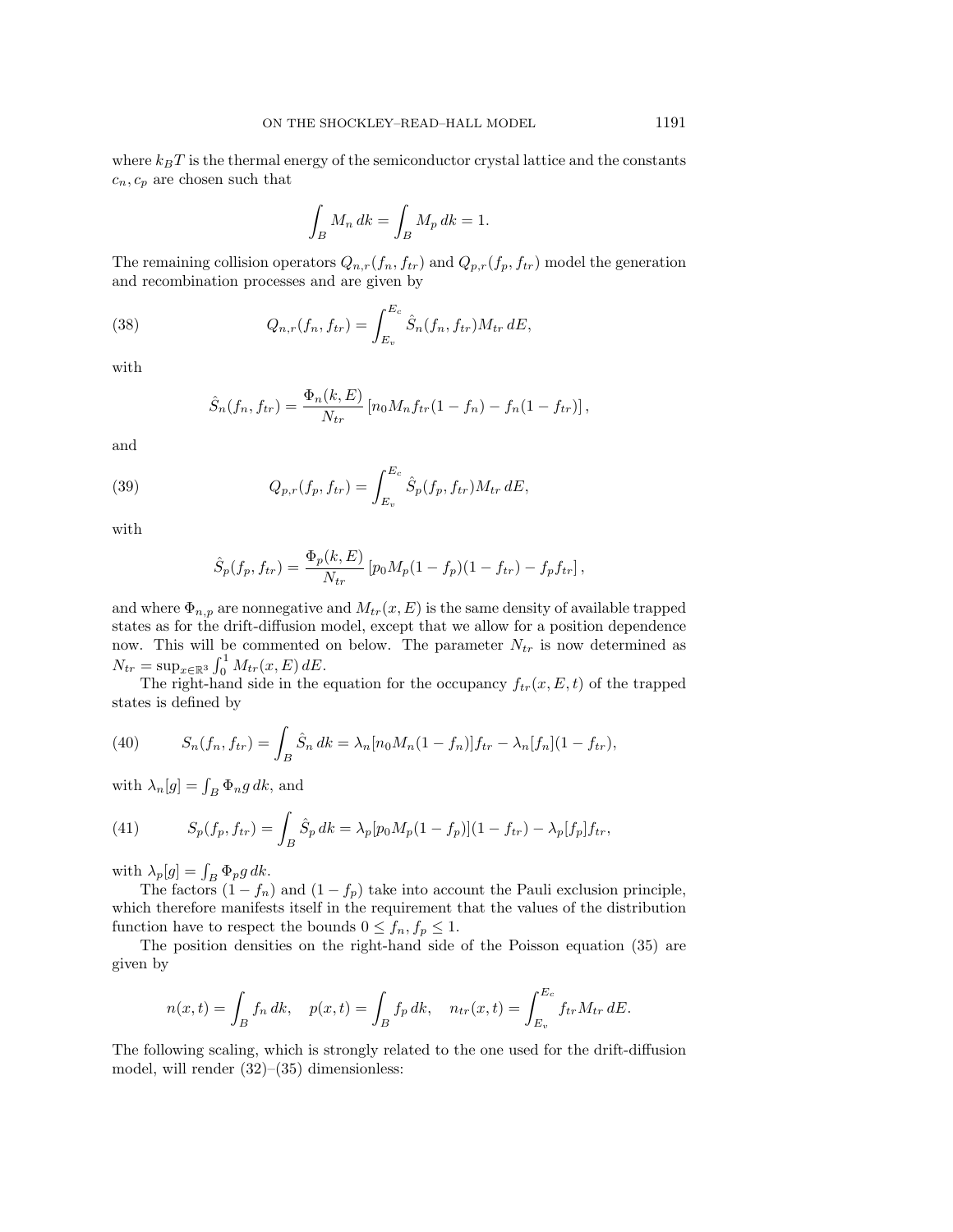where $k_B T$ is the thermal energy of the semiconductor crystal lattice and the constants $c_n, c_p$ are chosen such that

$$\int_B M_n \, dk = \int_B M_p \, dk = 1.$$

The remaining collision operators $Q_{n,r}(f_n, f_{tr})$ and $Q_{p,r}(f_p, f_{tr})$ model the generation and recombination processes and are given by

$$Q_{n,r}(f_n, f_{tr}) = \int_{E_v}^{E_c} \hat{S}_n(f_n, f_{tr}) M_{tr} \, dE, \tag{38}$$

with

$$\hat{S}_n(f_n, f_{tr}) = \frac{\Phi_n(k, E)}{N_{tr}} \left[ n_0 M_n f_{tr}(1 - f_n) - f_n(1 - f_{tr}) \right],$$

and

$$Q_{p,r}(f_p, f_{tr}) = \int_{E_v}^{E_c} \hat{S}_p(f_p, f_{tr}) M_{tr} \, dE, \tag{39}$$

with

$$\hat{S}_p(f_p, f_{tr}) = \frac{\Phi_p(k, E)}{N_{tr}} \left[ p_0 M_p (1 - f_p)(1 - f_{tr}) - f_p f_{tr} \right],$$

and where $\Phi_{n,p}$ are nonnegative and $M_{tr}(x, E)$ is the same density of available trapped states as for the drift-diffusion model, except that we allow for a position dependence now. This will be commented on below. The parameter $N_{tr}$ is now determined as $N_{tr} = \sup_{x \in \mathbb{R}^3} \int_0^1 M_{tr}(x, E) \, dE$.

The right-hand side in the equation for the occupancy $f_{tr}(x, E, t)$ of the trapped states is defined by

$$S_n(f_n, f_{tr}) = \int_B \hat{S}_n \, dk = \lambda_n [n_0 M_n (1 - f_n)] f_{tr} - \lambda_n [f_n](1 - f_{tr}), \tag{40}$$

with $\lambda_n[g] = \int_B \Phi_n g \, dk$, and

$$S_p(f_p, f_{tr}) = \int_B \hat{S}_p \, dk = \lambda_p [p_0 M_p (1 - f_p)](1 - f_{tr}) - \lambda_p [f_p] f_{tr}, \tag{41}$$

with $\lambda_p[g] = \int_B \Phi_p g \, dk$.

The factors $(1 - f_n)$ and $(1 - f_p)$ take into account the Pauli exclusion principle, which therefore manifests itself in the requirement that the values of the distribution function have to respect the bounds $0 \leq f_n, f_p \leq 1$.

The position densities on the right-hand side of the Poisson equation (35) are given by

$$n(x, t) = \int_B f_n \, dk, \quad p(x, t) = \int_B f_p \, dk, \quad n_{tr}(x, t) = \int_{E_v}^{E_c} f_{tr} M_{tr} \, dE.$$

The following scaling, which is strongly related to the one used for the drift-diffusion model, will render (32)–(35) dimensionless: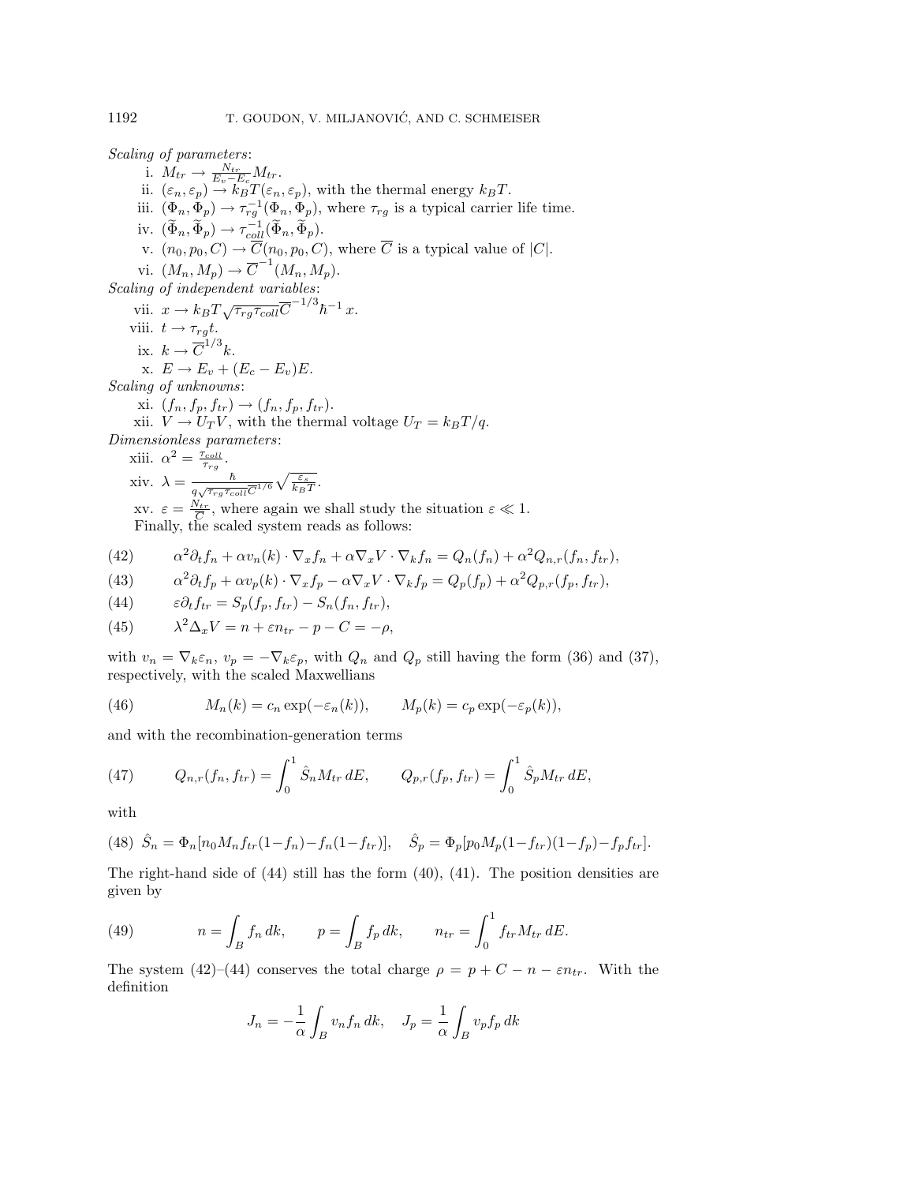*Scaling of parameters*:

i. $M_{tr} \to \frac{N_{tr}}{E_v - E_c} M_{tr}$.

ii. $(\varepsilon_n, \varepsilon_p) \to k_B T(\varepsilon_n, \varepsilon_p)$, with the thermal energy $k_B T$.

iii. $(\Phi_n, \Phi_p) \to \tau_{rg}^{-1}(\Phi_n, \Phi_p)$, where $\tau_{rg}$ is a typical carrier life time.

iv. $(\widetilde{\Phi}_n, \widetilde{\Phi}_p) \to \tau_{coll}^{-1}(\widetilde{\Phi}_n, \widetilde{\Phi}_p)$.

v. $(n_0, p_0, C) \to \overline{C}(n_0, p_0, C)$, where $\overline{C}$ is a typical value of $|C|$.

vi. $(M_n, M_p) \to \overline{C}^{-1}(M_n, M_p)$.

*Scaling of independent variables*:

vii. $x \to k_B T \sqrt{\tau_{rg}\tau_{coll}}\,\overline{C}^{-1/3}\hbar^{-1}\, x$.

viii. $t \to \tau_{rg} t$.

ix. $k \to \overline{C}^{1/3} k$.

x. $E \to E_v + (E_c - E_v)E$.

*Scaling of unknowns*:

xi. $(f_n, f_p, f_{tr}) \to (f_n, f_p, f_{tr})$.

xii. $V \to U_T V$, with the thermal voltage $U_T = k_B T/q$.

*Dimensionless parameters*:

xiii. $\alpha^2 = \frac{\tau_{coll}}{\tau_{rg}}$.

xiv. $\lambda = \frac{\hbar}{q\sqrt{\tau_{rg}\tau_{coll}}\,\overline{C}^{1/6}} \sqrt{\frac{\varepsilon_s}{k_B T}}$.

xv. $\varepsilon = \frac{N_{tr}}{\overline{C}}$, where again we shall study the situation $\varepsilon \ll 1$.

Finally, the scaled system reads as follows:

$$\alpha^2 \partial_t f_n + \alpha v_n(k) \cdot \nabla_x f_n + \alpha \nabla_x V \cdot \nabla_k f_n = Q_n(f_n) + \alpha^2 Q_{n,r}(f_n, f_{tr}), \tag{42}$$

$$\alpha^2 \partial_t f_p + \alpha v_p(k) \cdot \nabla_x f_p - \alpha \nabla_x V \cdot \nabla_k f_p = Q_p(f_p) + \alpha^2 Q_{p,r}(f_p, f_{tr}), \tag{43}$$

$$\varepsilon \partial_t f_{tr} = S_p(f_p, f_{tr}) - S_n(f_n, f_{tr}), \tag{44}$$

$$\lambda^2 \Delta_x V = n + \varepsilon n_{tr} - p - C = -\rho, \tag{45}$$

with $v_n = \nabla_k \varepsilon_n$, $v_p = -\nabla_k \varepsilon_p$, with $Q_n$ and $Q_p$ still having the form (36) and (37), respectively, with the scaled Maxwellians

$$M_n(k) = c_n \exp(-\varepsilon_n(k)), \qquad M_p(k) = c_p \exp(-\varepsilon_p(k)), \tag{46}$$

and with the recombination-generation terms

$$Q_{n,r}(f_n, f_{tr}) = \int_0^1 \hat{S}_n M_{tr}\, dE, \qquad Q_{p,r}(f_p, f_{tr}) = \int_0^1 \hat{S}_p M_{tr}\, dE, \tag{47}$$

with

$$\hat{S}_n = \Phi_n[n_0 M_n f_{tr}(1-f_n) - f_n(1-f_{tr})], \quad \hat{S}_p = \Phi_p[p_0 M_p(1-f_{tr})(1-f_p) - f_p f_{tr}]. \tag{48}$$

The right-hand side of (44) still has the form (40), (41). The position densities are given by

$$n = \int_B f_n\, dk, \qquad p = \int_B f_p\, dk, \qquad n_{tr} = \int_0^1 f_{tr} M_{tr}\, dE. \tag{49}$$

The system (42)–(44) conserves the total charge $\rho = p + C - n - \varepsilon n_{tr}$. With the definition

$$J_n = -\frac{1}{\alpha}\int_B v_n f_n\, dk, \quad J_p = \frac{1}{\alpha}\int_B v_p f_p\, dk$$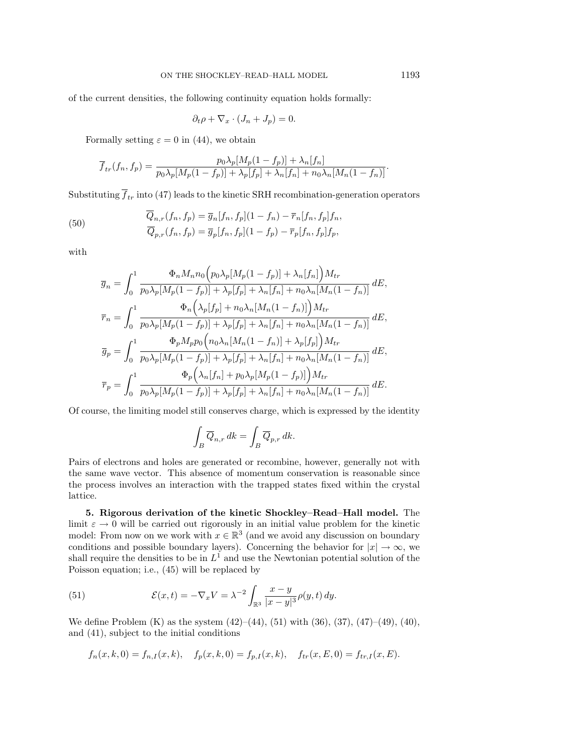of the current densities, the following continuity equation holds formally:

$$\partial_t \rho + \nabla_x \cdot (J_n + J_p) = 0.$$

Formally setting $\varepsilon = 0$ in (44), we obtain

$$\overline{f}_{tr}(f_n, f_p) = \frac{p_0 \lambda_p[M_p(1-f_p)] + \lambda_n[f_n]}{p_0 \lambda_p[M_p(1-f_p)] + \lambda_p[f_p] + \lambda_n[f_n] + n_0 \lambda_n[M_n(1-f_n)]}.$$

Substituting $\overline{f}_{tr}$ into (47) leads to the kinetic SRH recombination-generation operators

$$\begin{aligned} \overline{Q}_{n,r}(f_n, f_p) &= \overline{g}_n[f_n, f_p](1-f_n) - \overline{r}_n[f_n, f_p] f_n, \\ \overline{Q}_{p,r}(f_n, f_p) &= \overline{g}_p[f_n, f_p](1-f_p) - \overline{r}_p[f_n, f_p] f_p, \end{aligned} \tag{50}$$

with

$$\overline{g}_n = \int_0^1 \frac{\Phi_n M_n n_0 \Big( p_0 \lambda_p[M_p(1-f_p)] + \lambda_n[f_n] \Big) M_{tr}}{p_0 \lambda_p[M_p(1-f_p)] + \lambda_p[f_p] + \lambda_n[f_n] + n_0 \lambda_n[M_n(1-f_n)]} \, dE,$$

$$\overline{r}_n = \int_0^1 \frac{\Phi_n \Big( \lambda_p[f_p] + n_0 \lambda_n[M_n(1-f_n)] \Big) M_{tr}}{p_0 \lambda_p[M_p(1-f_p)] + \lambda_p[f_p] + \lambda_n[f_n] + n_0 \lambda_n[M_n(1-f_n)]} \, dE,$$

$$\overline{g}_p = \int_0^1 \frac{\Phi_p M_p p_0 \Big( n_0 \lambda_n[M_n(1-f_n)] + \lambda_p[f_p] \Big) M_{tr}}{p_0 \lambda_p[M_p(1-f_p)] + \lambda_p[f_p] + \lambda_n[f_n] + n_0 \lambda_n[M_n(1-f_n)]} \, dE,$$

$$\overline{r}_p = \int_0^1 \frac{\Phi_p \Big( \lambda_n[f_n] + p_0 \lambda_p[M_p(1-f_p)] \Big) M_{tr}}{p_0 \lambda_p[M_p(1-f_p)] + \lambda_p[f_p] + \lambda_n[f_n] + n_0 \lambda_n[M_n(1-f_n)]} \, dE.$$

Of course, the limiting model still conserves charge, which is expressed by the identity

$$\int_B \overline{Q}_{n,r} \, dk = \int_B \overline{Q}_{p,r} \, dk.$$

Pairs of electrons and holes are generated or recombine, however, generally not with the same wave vector. This absence of momentum conservation is reasonable since the process involves an interaction with the trapped states fixed within the crystal lattice.

**5. Rigorous derivation of the kinetic Shockley–Read–Hall model.** The limit $\varepsilon \to 0$ will be carried out rigorously in an initial value problem for the kinetic model: From now on we work with $x \in \mathbb{R}^3$ (and we avoid any discussion on boundary conditions and possible boundary layers). Concerning the behavior for $|x| \to \infty$, we shall require the densities to be in $L^1$ and use the Newtonian potential solution of the Poisson equation; i.e., (45) will be replaced by

$$\mathcal{E}(x,t) = -\nabla_x V = \lambda^{-2} \int_{\mathbb{R}^3} \frac{x-y}{|x-y|^3} \rho(y,t) \, dy. \tag{51}$$

We define Problem (K) as the system (42)–(44), (51) with (36), (37), (47)–(49), (40), and (41), subject to the initial conditions

$$f_n(x,k,0) = f_{n,I}(x,k), \quad f_p(x,k,0) = f_{p,I}(x,k), \quad f_{tr}(x,E,0) = f_{tr,I}(x,E).$$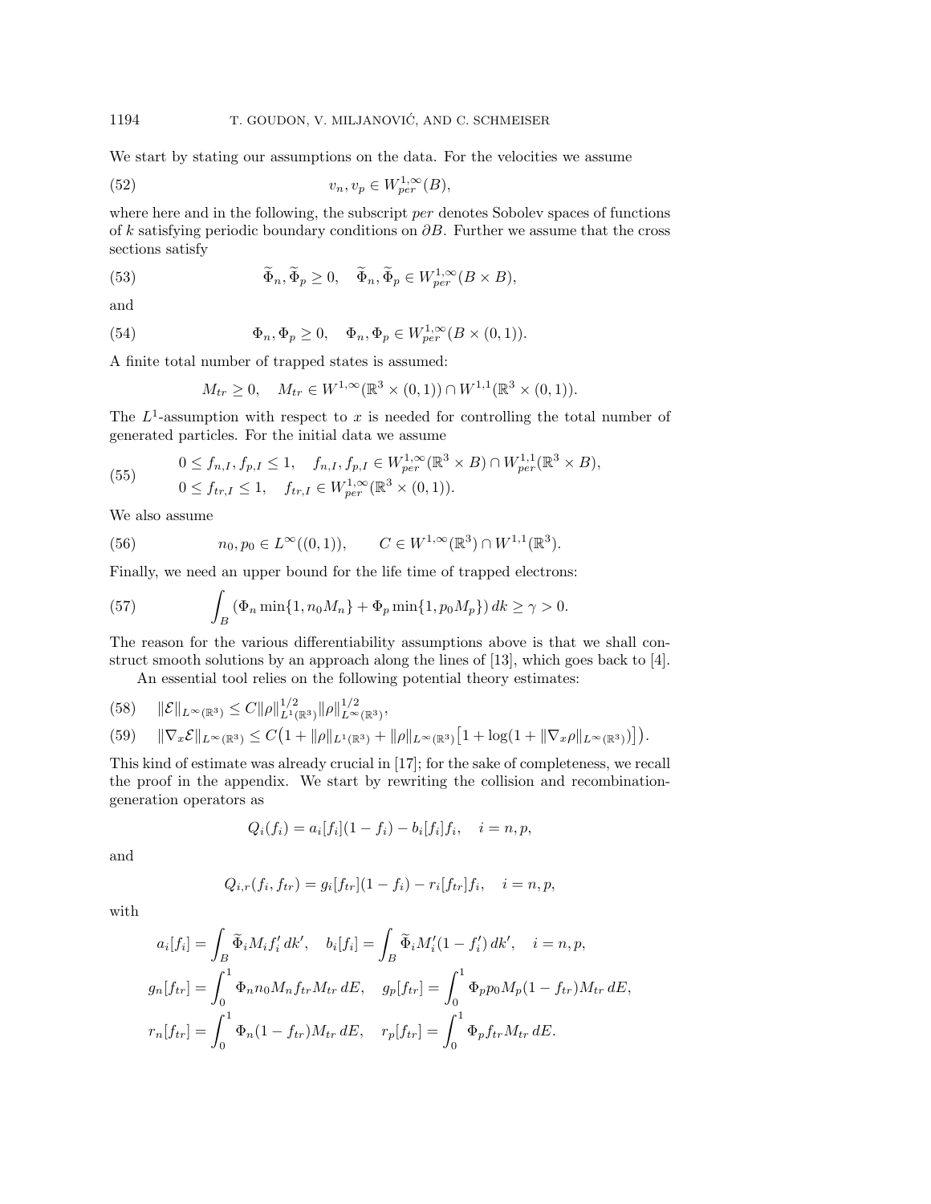We start by stating our assumptions on the data. For the velocities we assume

$$v_n, v_p \in W^{1,\infty}_{per}(B), \tag{52}$$

where here and in the following, the subscript *per* denotes Sobolev spaces of functions of $k$ satisfying periodic boundary conditions on $\partial B$. Further we assume that the cross sections satisfy

$$\widetilde{\Phi}_n, \widetilde{\Phi}_p \geq 0, \quad \widetilde{\Phi}_n, \widetilde{\Phi}_p \in W^{1,\infty}_{per}(B \times B), \tag{53}$$

and

$$\Phi_n, \Phi_p \geq 0, \quad \Phi_n, \Phi_p \in W^{1,\infty}_{per}(B \times (0,1)). \tag{54}$$

A finite total number of trapped states is assumed:

$$M_{tr} \geq 0, \quad M_{tr} \in W^{1,\infty}(\mathbb{R}^3 \times (0,1)) \cap W^{1,1}(\mathbb{R}^3 \times (0,1)).$$

The $L^1$-assumption with respect to $x$ is needed for controlling the total number of generated particles. For the initial data we assume

$$\begin{aligned} &0 \leq f_{n,I}, f_{p,I} \leq 1, \quad f_{n,I}, f_{p,I} \in W^{1,\infty}_{per}(\mathbb{R}^3 \times B) \cap W^{1,1}_{per}(\mathbb{R}^3 \times B), \\ &0 \leq f_{tr,I} \leq 1, \quad f_{tr,I} \in W^{1,\infty}_{per}(\mathbb{R}^3 \times (0,1)). \end{aligned} \tag{55}$$

We also assume

$$n_0, p_0 \in L^\infty((0,1)), \qquad C \in W^{1,\infty}(\mathbb{R}^3) \cap W^{1,1}(\mathbb{R}^3). \tag{56}$$

Finally, we need an upper bound for the life time of trapped electrons:

$$\int_B \left(\Phi_n \min\{1, n_0 M_n\} + \Phi_p \min\{1, p_0 M_p\}\right) dk \geq \gamma > 0. \tag{57}$$

The reason for the various differentiability assumptions above is that we shall construct smooth solutions by an approach along the lines of [13], which goes back to [4].

An essential tool relies on the following potential theory estimates:

$$\|\mathcal{E}\|_{L^\infty(\mathbb{R}^3)} \leq C \|\rho\|^{1/2}_{L^1(\mathbb{R}^3)} \|\rho\|^{1/2}_{L^\infty(\mathbb{R}^3)}, \tag{58}$$

$$\|\nabla_x \mathcal{E}\|_{L^\infty(\mathbb{R}^3)} \leq C\big(1 + \|\rho\|_{L^1(\mathbb{R}^3)} + \|\rho\|_{L^\infty(\mathbb{R}^3)}\big[1 + \log(1 + \|\nabla_x \rho\|_{L^\infty(\mathbb{R}^3)})\big]\big). \tag{59}$$

This kind of estimate was already crucial in [17]; for the sake of completeness, we recall the proof in the appendix. We start by rewriting the collision and recombination-generation operators as

$$Q_i(f_i) = a_i[f_i](1 - f_i) - b_i[f_i] f_i, \quad i = n, p,$$

and

$$Q_{i,r}(f_i, f_{tr}) = g_i[f_{tr}](1 - f_i) - r_i[f_{tr}] f_i, \quad i = n, p,$$

with

$$\begin{aligned} a_i[f_i] &= \int_B \widetilde{\Phi}_i M_i f_i' \, dk', \quad b_i[f_i] = \int_B \widetilde{\Phi}_i M_i' (1 - f_i') \, dk', \quad i = n, p, \\ g_n[f_{tr}] &= \int_0^1 \Phi_n n_0 M_n f_{tr} M_{tr} \, dE, \quad g_p[f_{tr}] = \int_0^1 \Phi_p p_0 M_p (1 - f_{tr}) M_{tr} \, dE, \\ r_n[f_{tr}] &= \int_0^1 \Phi_n (1 - f_{tr}) M_{tr} \, dE, \quad r_p[f_{tr}] = \int_0^1 \Phi_p f_{tr} M_{tr} \, dE. \end{aligned}$$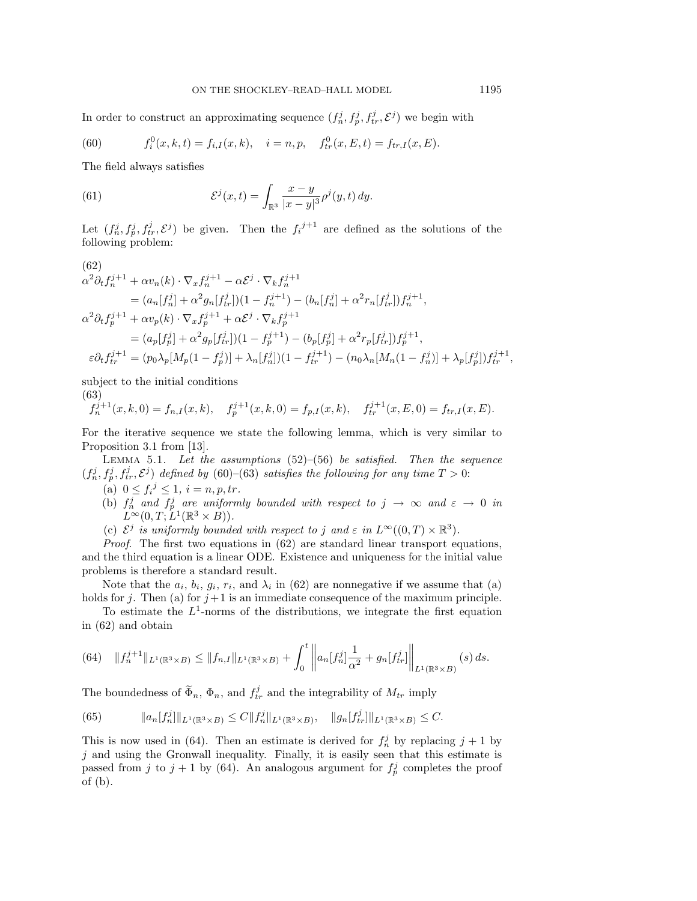In order to construct an approximating sequence $(f_n^j, f_p^j, f_{tr}^j, \mathcal{E}^j)$ we begin with

$$f_i^0(x,k,t) = f_{i,I}(x,k), \quad i = n,p, \quad f_{tr}^0(x,E,t) = f_{tr,I}(x,E). \tag{60}$$

The field always satisfies

$$\mathcal{E}^j(x,t) = \int_{\mathbb{R}^3} \frac{x-y}{|x-y|^3} \rho^j(y,t)\, dy. \tag{61}$$

Let $(f_n^j, f_p^j, f_{tr}^j, \mathcal{E}^j)$ be given. Then the ${f_i}^{j+1}$ are defined as the solutions of the following problem:

$$\begin{aligned}
&\alpha^2 \partial_t f_n^{j+1} + \alpha v_n(k) \cdot \nabla_x f_n^{j+1} - \alpha \mathcal{E}^j \cdot \nabla_k f_n^{j+1} \\
&\qquad = (a_n[f_n^j] + \alpha^2 g_n[f_{tr}^j])(1 - f_n^{j+1}) - (b_n[f_n^j] + \alpha^2 r_n[f_{tr}^j]) f_n^{j+1}, \\
&\alpha^2 \partial_t f_p^{j+1} + \alpha v_p(k) \cdot \nabla_x f_p^{j+1} + \alpha \mathcal{E}^j \cdot \nabla_k f_p^{j+1} \\
&\qquad = (a_p[f_p^j] + \alpha^2 g_p[f_{tr}^j])(1 - f_p^{j+1}) - (b_p[f_p^j] + \alpha^2 r_p[f_{tr}^j]) f_p^{j+1}, \\
&\varepsilon \partial_t f_{tr}^{j+1} = (p_0 \lambda_p[M_p(1 - f_p^j)] + \lambda_n[f_n^j])(1 - f_{tr}^{j+1}) - (n_0 \lambda_n[M_n(1 - f_n^j)] + \lambda_p[f_p^j]) f_{tr}^{j+1},
\end{aligned} \tag{62}$$

subject to the initial conditions

$$f_n^{j+1}(x,k,0) = f_{n,I}(x,k), \quad f_p^{j+1}(x,k,0) = f_{p,I}(x,k), \quad f_{tr}^{j+1}(x,E,0) = f_{tr,I}(x,E). \tag{63}$$

For the iterative sequence we state the following lemma, which is very similar to Proposition 3.1 from [13].

Lemma 5.1. *Let the assumptions* (52)–(56) *be satisfied. Then the sequence* $(f_n^j, f_p^j, f_{tr}^j, \mathcal{E}^j)$ *defined by* (60)–(63) *satisfies the following for any time* $T > 0$:

(a) $0 \le {f_i}^j \le 1$, $i = n, p, tr$.

(b) $f_n^j$ *and* $f_p^j$ *are uniformly bounded with respect to* $j \to \infty$ *and* $\varepsilon \to 0$ *in* $L^\infty(0,T; L^1(\mathbb{R}^3 \times B))$.

(c) $\mathcal{E}^j$ *is uniformly bounded with respect to* $j$ *and* $\varepsilon$ *in* $L^\infty((0,T) \times \mathbb{R}^3)$.

*Proof.* The first two equations in (62) are standard linear transport equations, and the third equation is a linear ODE. Existence and uniqueness for the initial value problems is therefore a standard result.

Note that the $a_i$, $b_i$, $g_i$, $r_i$, and $\lambda_i$ in (62) are nonnegative if we assume that (a) holds for $j$. Then (a) for $j+1$ is an immediate consequence of the maximum principle.

To estimate the $L^1$-norms of the distributions, we integrate the first equation in (62) and obtain

$$\|f_n^{j+1}\|_{L^1(\mathbb{R}^3 \times B)} \le \|f_{n,I}\|_{L^1(\mathbb{R}^3 \times B)} + \int_0^t \left\| a_n[f_n^j] \frac{1}{\alpha^2} + g_n[f_{tr}^j] \right\|_{L^1(\mathbb{R}^3 \times B)} (s)\, ds. \tag{64}$$

The boundedness of $\widetilde{\Phi}_n$, $\Phi_n$, and $f_{tr}^j$ and the integrability of $M_{tr}$ imply

$$\|a_n[f_n^j]\|_{L^1(\mathbb{R}^3 \times B)} \le C \|f_n^j\|_{L^1(\mathbb{R}^3 \times B)}, \quad \|g_n[f_{tr}^j]\|_{L^1(\mathbb{R}^3 \times B)} \le C. \tag{65}$$

This is now used in (64). Then an estimate is derived for $f_n^j$ by replacing $j+1$ by $j$ and using the Gronwall inequality. Finally, it is easily seen that this estimate is passed from $j$ to $j+1$ by (64). An analogous argument for $f_p^j$ completes the proof of (b).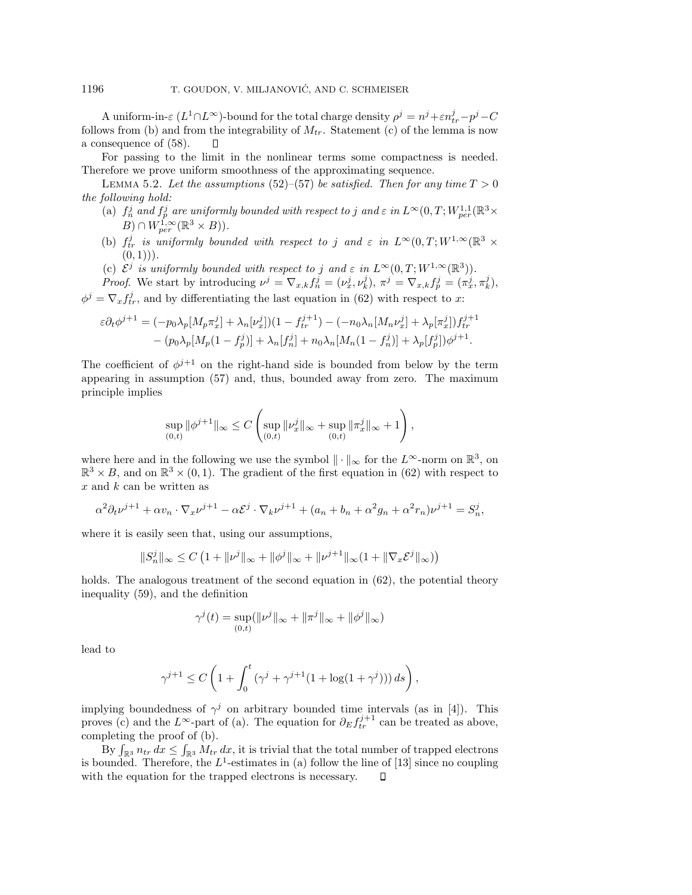A uniform-in-$\varepsilon$ ($L^1 \cap L^\infty$)-bound for the total charge density $\rho^j = n^j + \varepsilon n_{tr}^j - p^j - C$ follows from (b) and from the integrability of $M_{tr}$. Statement (c) of the lemma is now a consequence of (58). ∎

For passing to the limit in the nonlinear terms some compactness is needed. Therefore we prove uniform smoothness of the approximating sequence.

LEMMA 5.2. *Let the assumptions* (52)–(57) *be satisfied. Then for any time $T > 0$ the following hold:*

(a) *$f_n^j$ and $f_p^j$ are uniformly bounded with respect to $j$ and $\varepsilon$ in $L^\infty(0,T; W^{1,1}_{per}(\mathbb{R}^3 \times B) \cap W^{1,\infty}_{per}(\mathbb{R}^3 \times B))$.*

(b) *$f_{tr}^j$ is uniformly bounded with respect to $j$ and $\varepsilon$ in $L^\infty(0,T; W^{1,\infty}(\mathbb{R}^3 \times (0,1)))$.*

(c) *$\mathcal{E}^j$ is uniformly bounded with respect to $j$ and $\varepsilon$ in $L^\infty(0,T; W^{1,\infty}(\mathbb{R}^3))$.*

*Proof.* We start by introducing $\nu^j = \nabla_{x,k} f_n^j = (\nu_x^j, \nu_k^j)$, $\pi^j = \nabla_{x,k} f_p^j = (\pi_x^j, \pi_k^j)$, $\phi^j = \nabla_x f_{tr}^j$, and by differentiating the last equation in (62) with respect to $x$:

$$
\begin{aligned}
\varepsilon \partial_t \phi^{j+1} &= (-p_0 \lambda_p[M_p \pi_x^j] + \lambda_n[\nu_x^j])(1 - f_{tr}^{j+1}) - (-n_0 \lambda_n[M_n \nu_x^j] + \lambda_p[\pi_x^j]) f_{tr}^{j+1} \\
&\quad - (p_0 \lambda_p[M_p(1 - f_p^j)] + \lambda_n[f_n^j] + n_0 \lambda_n[M_n(1 - f_n^j)] + \lambda_p[f_p^j]) \phi^{j+1}.
\end{aligned}
$$

The coefficient of $\phi^{j+1}$ on the right-hand side is bounded from below by the term appearing in assumption (57) and, thus, bounded away from zero. The maximum principle implies

$$
\sup_{(0,t)} \|\phi^{j+1}\|_\infty \le C \left( \sup_{(0,t)} \|\nu_x^j\|_\infty + \sup_{(0,t)} \|\pi_x^j\|_\infty + 1 \right),
$$

where here and in the following we use the symbol $\|\cdot\|_\infty$ for the $L^\infty$-norm on $\mathbb{R}^3$, on $\mathbb{R}^3 \times B$, and on $\mathbb{R}^3 \times (0,1)$. The gradient of the first equation in (62) with respect to $x$ and $k$ can be written as

$$
\alpha^2 \partial_t \nu^{j+1} + \alpha v_n \cdot \nabla_x \nu^{j+1} - \alpha \mathcal{E}^j \cdot \nabla_k \nu^{j+1} + (a_n + b_n + \alpha^2 g_n + \alpha^2 r_n) \nu^{j+1} = S_n^j,
$$

where it is easily seen that, using our assumptions,

$$
\|S_n^j\|_\infty \le C \left(1 + \|\nu^j\|_\infty + \|\phi^j\|_\infty + \|\nu^{j+1}\|_\infty (1 + \|\nabla_x \mathcal{E}^j\|_\infty)\right)
$$

holds. The analogous treatment of the second equation in (62), the potential theory inequality (59), and the definition

$$
\gamma^j(t) = \sup_{(0,t)} (\|\nu^j\|_\infty + \|\pi^j\|_\infty + \|\phi^j\|_\infty)
$$

lead to

$$
\gamma^{j+1} \le C \left( 1 + \int_0^t (\gamma^j + \gamma^{j+1}(1 + \log(1 + \gamma^j)))\, ds \right),
$$

implying boundedness of $\gamma^j$ on arbitrary bounded time intervals (as in [4]). This proves (c) and the $L^\infty$-part of (a). The equation for $\partial_E f_{tr}^{j+1}$ can be treated as above, completing the proof of (b).

By $\int_{\mathbb{R}^3} n_{tr}\, dx \le \int_{\mathbb{R}^3} M_{tr}\, dx$, it is trivial that the total number of trapped electrons is bounded. Therefore, the $L^1$-estimates in (a) follow the line of [13] since no coupling with the equation for the trapped electrons is necessary. ∎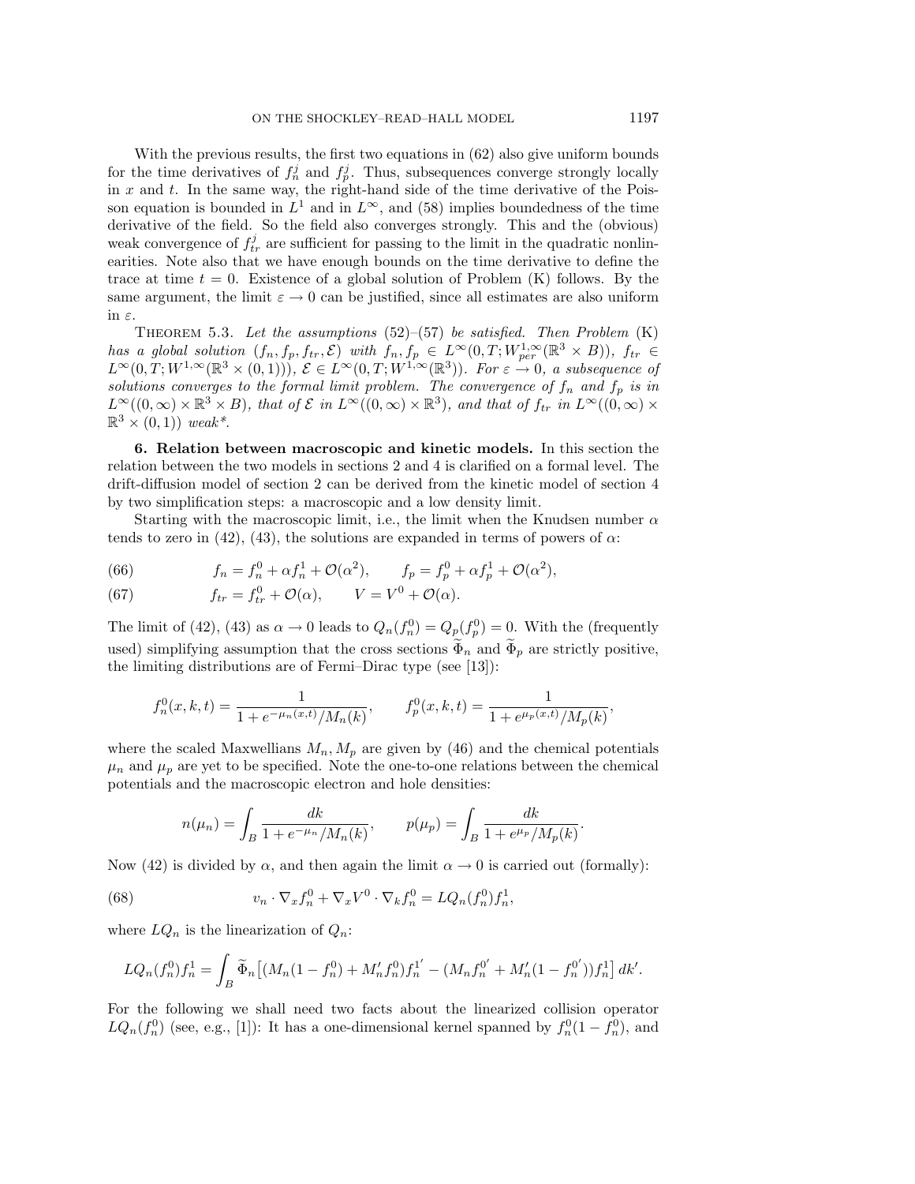With the previous results, the first two equations in (62) also give uniform bounds for the time derivatives of $f_n^j$ and $f_p^j$. Thus, subsequences converge strongly locally in $x$ and $t$. In the same way, the right-hand side of the time derivative of the Poisson equation is bounded in $L^1$ and in $L^\infty$, and (58) implies boundedness of the time derivative of the field. So the field also converges strongly. This and the (obvious) weak convergence of $f_{tr}^j$ are sufficient for passing to the limit in the quadratic nonlinearities. Note also that we have enough bounds on the time derivative to define the trace at time $t=0$. Existence of a global solution of Problem (K) follows. By the same argument, the limit $\varepsilon \to 0$ can be justified, since all estimates are also uniform in $\varepsilon$.

THEOREM 5.3. *Let the assumptions* (52)–(57) *be satisfied. Then Problem* (K) *has a global solution* $(f_n, f_p, f_{tr}, \mathcal{E})$ *with* $f_n, f_p \in L^\infty(0,T; W^{1,\infty}_{per}(\mathbb{R}^3 \times B))$, $f_{tr} \in L^\infty(0,T; W^{1,\infty}(\mathbb{R}^3 \times (0,1)))$, $\mathcal{E} \in L^\infty(0,T; W^{1,\infty}(\mathbb{R}^3))$. *For* $\varepsilon \to 0$, *a subsequence of solutions converges to the formal limit problem. The convergence of* $f_n$ *and* $f_p$ *is in* $L^\infty((0,\infty) \times \mathbb{R}^3 \times B)$, *that of* $\mathcal{E}$ *in* $L^\infty((0,\infty)\times\mathbb{R}^3)$, *and that of* $f_{tr}$ *in* $L^\infty((0,\infty)\times \mathbb{R}^3 \times (0,1))$ *weak\**.

## 6. Relation between macroscopic and kinetic models.

In this section the relation between the two models in sections 2 and 4 is clarified on a formal level. The drift-diffusion model of section 2 can be derived from the kinetic model of section 4 by two simplification steps: a macroscopic and a low density limit.

Starting with the macroscopic limit, i.e., the limit when the Knudsen number $\alpha$ tends to zero in (42), (43), the solutions are expanded in terms of powers of $\alpha$:

$$f_n = f_n^0 + \alpha f_n^1 + \mathcal{O}(\alpha^2), \qquad f_p = f_p^0 + \alpha f_p^1 + \mathcal{O}(\alpha^2), \tag{66}$$

$$f_{tr} = f_{tr}^0 + \mathcal{O}(\alpha), \qquad V = V^0 + \mathcal{O}(\alpha). \tag{67}$$

The limit of (42), (43) as $\alpha \to 0$ leads to $Q_n(f_n^0) = Q_p(f_p^0) = 0$. With the (frequently used) simplifying assumption that the cross sections $\widetilde{\Phi}_n$ and $\widetilde{\Phi}_p$ are strictly positive, the limiting distributions are of Fermi–Dirac type (see [13]):

$$f_n^0(x,k,t) = \frac{1}{1 + e^{-\mu_n(x,t)}/M_n(k)}, \qquad f_p^0(x,k,t) = \frac{1}{1+e^{\mu_p(x,t)}/M_p(k)},$$

where the scaled Maxwellians $M_n, M_p$ are given by (46) and the chemical potentials $\mu_n$ and $\mu_p$ are yet to be specified. Note the one-to-one relations between the chemical potentials and the macroscopic electron and hole densities:

$$n(\mu_n) = \int_B \frac{dk}{1+e^{-\mu_n}/M_n(k)}, \qquad p(\mu_p) = \int_B \frac{dk}{1+e^{\mu_p}/M_p(k)}.$$

Now (42) is divided by $\alpha$, and then again the limit $\alpha \to 0$ is carried out (formally):

$$v_n \cdot \nabla_x f_n^0 + \nabla_x V^0 \cdot \nabla_k f_n^0 = LQ_n(f_n^0) f_n^1, \tag{68}$$

where $LQ_n$ is the linearization of $Q_n$:

$$LQ_n(f_n^0)f_n^1 = \int_B \widetilde{\Phi}_n \left[ (M_n(1-f_n^0) + M_n' f_n^0) f_n^{1'} - (M_n f_n^{0'} + M_n'(1-f_n^{0'}))f_n^1 \right] dk'.$$

For the following we shall need two facts about the linearized collision operator $LQ_n(f_n^0)$ (see, e.g., [1]): It has a one-dimensional kernel spanned by $f_n^0(1-f_n^0)$, and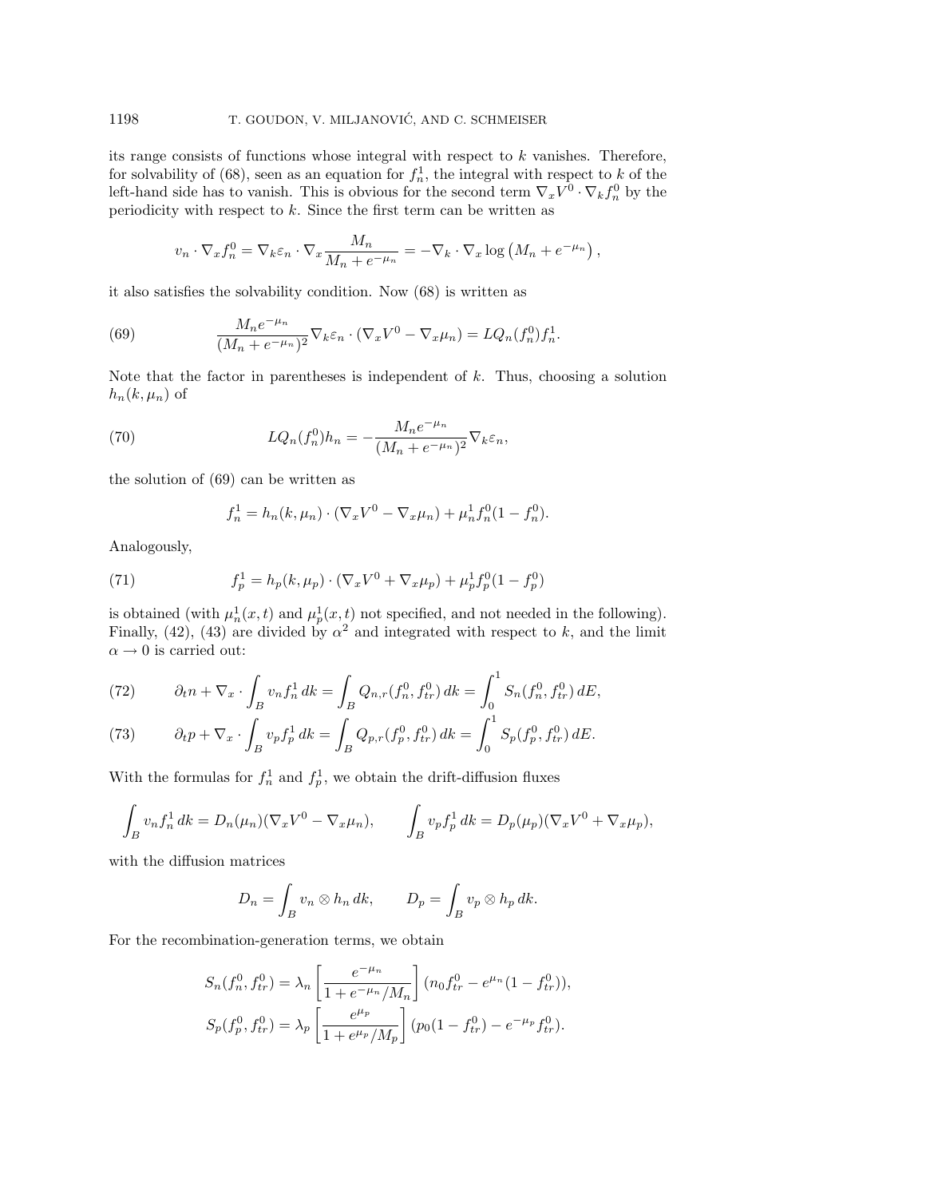its range consists of functions whose integral with respect to $k$ vanishes. Therefore, for solvability of (68), seen as an equation for $f_n^1$, the integral with respect to $k$ of the left-hand side has to vanish. This is obvious for the second term $\nabla_x V^0 \cdot \nabla_k f_n^0$ by the periodicity with respect to $k$. Since the first term can be written as

$$v_n \cdot \nabla_x f_n^0 = \nabla_k \varepsilon_n \cdot \nabla_x \frac{M_n}{M_n + e^{-\mu_n}} = -\nabla_k \cdot \nabla_x \log\left(M_n + e^{-\mu_n}\right),$$

it also satisfies the solvability condition. Now (68) is written as

$$\frac{M_n e^{-\mu_n}}{(M_n + e^{-\mu_n})^2} \nabla_k \varepsilon_n \cdot (\nabla_x V^0 - \nabla_x \mu_n) = LQ_n(f_n^0) f_n^1. \tag{69}$$

Note that the factor in parentheses is independent of $k$. Thus, choosing a solution $h_n(k, \mu_n)$ of

$$LQ_n(f_n^0) h_n = -\frac{M_n e^{-\mu_n}}{(M_n + e^{-\mu_n})^2} \nabla_k \varepsilon_n, \tag{70}$$

the solution of (69) can be written as

$$f_n^1 = h_n(k, \mu_n) \cdot (\nabla_x V^0 - \nabla_x \mu_n) + \mu_n^1 f_n^0 (1 - f_n^0).$$

Analogously,

$$f_p^1 = h_p(k, \mu_p) \cdot (\nabla_x V^0 + \nabla_x \mu_p) + \mu_p^1 f_p^0 (1 - f_p^0) \tag{71}$$

is obtained (with $\mu_n^1(x,t)$ and $\mu_p^1(x,t)$ not specified, and not needed in the following). Finally, (42), (43) are divided by $\alpha^2$ and integrated with respect to $k$, and the limit $\alpha \to 0$ is carried out:

$$\partial_t n + \nabla_x \cdot \int_B v_n f_n^1 \, dk = \int_B Q_{n,r}(f_n^0, f_{tr}^0) \, dk = \int_0^1 S_n(f_n^0, f_{tr}^0) \, dE, \tag{72}$$

$$\partial_t p + \nabla_x \cdot \int_B v_p f_p^1 \, dk = \int_B Q_{p,r}(f_p^0, f_{tr}^0) \, dk = \int_0^1 S_p(f_p^0, f_{tr}^0) \, dE. \tag{73}$$

With the formulas for $f_n^1$ and $f_p^1$, we obtain the drift-diffusion fluxes

$$\int_B v_n f_n^1 \, dk = D_n(\mu_n)(\nabla_x V^0 - \nabla_x \mu_n), \qquad \int_B v_p f_p^1 \, dk = D_p(\mu_p)(\nabla_x V^0 + \nabla_x \mu_p),$$

with the diffusion matrices

$$D_n = \int_B v_n \otimes h_n \, dk, \qquad D_p = \int_B v_p \otimes h_p \, dk.$$

For the recombination-generation terms, we obtain

$$S_n(f_n^0, f_{tr}^0) = \lambda_n \left[\frac{e^{-\mu_n}}{1 + e^{-\mu_n}/M_n}\right] (n_0 f_{tr}^0 - e^{\mu_n}(1 - f_{tr}^0)),$$

$$S_p(f_p^0, f_{tr}^0) = \lambda_p \left[\frac{e^{\mu_p}}{1 + e^{\mu_p}/M_p}\right] (p_0(1 - f_{tr}^0) - e^{-\mu_p} f_{tr}^0).$$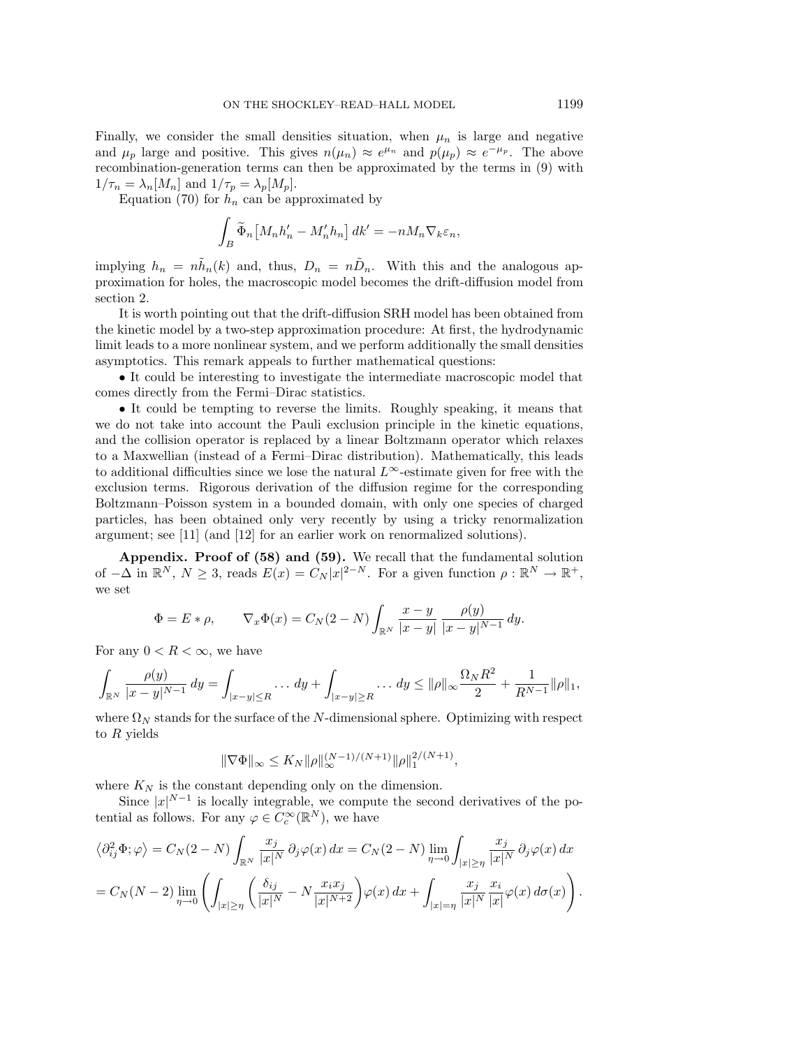Finally, we consider the small densities situation, when $\mu_n$ is large and negative and $\mu_p$ large and positive. This gives $n(\mu_n) \approx e^{\mu_n}$ and $p(\mu_p) \approx e^{-\mu_p}$. The above recombination-generation terms can then be approximated by the terms in (9) with $1/\tau_n = \lambda_n[M_n]$ and $1/\tau_p = \lambda_p[M_p]$.

Equation (70) for $h_n$ can be approximated by

$$\int_B \widetilde{\Phi}_n \big[ M_n h_n' - M_n' h_n \big] \, dk' = -n M_n \nabla_k \varepsilon_n,$$

implying $h_n = n\tilde{h}_n(k)$ and, thus, $D_n = n\tilde{D}_n$. With this and the analogous approximation for holes, the macroscopic model becomes the drift-diffusion model from section 2.

It is worth pointing out that the drift-diffusion SRH model has been obtained from the kinetic model by a two-step approximation procedure: At first, the hydrodynamic limit leads to a more nonlinear system, and we perform additionally the small densities asymptotics. This remark appeals to further mathematical questions:

• It could be interesting to investigate the intermediate macroscopic model that comes directly from the Fermi–Dirac statistics.

• It could be tempting to reverse the limits. Roughly speaking, it means that we do not take into account the Pauli exclusion principle in the kinetic equations, and the collision operator is replaced by a linear Boltzmann operator which relaxes to a Maxwellian (instead of a Fermi–Dirac distribution). Mathematically, this leads to additional difficulties since we lose the natural $L^\infty$-estimate given for free with the exclusion terms. Rigorous derivation of the diffusion regime for the corresponding Boltzmann–Poisson system in a bounded domain, with only one species of charged particles, has been obtained only very recently by using a tricky renormalization argument; see [11] (and [12] for an earlier work on renormalized solutions).

**Appendix. Proof of (58) and (59).** We recall that the fundamental solution of $-\Delta$ in $\mathbb{R}^N$, $N \geq 3$, reads $E(x) = C_N |x|^{2-N}$. For a given function $\rho : \mathbb{R}^N \to \mathbb{R}^+$, we set

$$\Phi = E * \rho, \qquad \nabla_x \Phi(x) = C_N(2-N) \int_{\mathbb{R}^N} \frac{x-y}{|x-y|} \, \frac{\rho(y)}{|x-y|^{N-1}} \, dy.$$

For any $0 < R < \infty$, we have

$$\int_{\mathbb{R}^N} \frac{\rho(y)}{|x-y|^{N-1}} \, dy = \int_{|x-y|\leq R} \dots \, dy + \int_{|x-y|\geq R} \dots \, dy \leq \|\rho\|_\infty \frac{\Omega_N R^2}{2} + \frac{1}{R^{N-1}} \|\rho\|_1,$$

where $\Omega_N$ stands for the surface of the $N$-dimensional sphere. Optimizing with respect to $R$ yields

$$\|\nabla \Phi\|_\infty \leq K_N \|\rho\|_\infty^{(N-1)/(N+1)} \|\rho\|_1^{2/(N+1)},$$

where $K_N$ is the constant depending only on the dimension.

Since $|x|^{N-1}$ is locally integrable, we compute the second derivatives of the potential as follows. For any $\varphi \in C_c^\infty(\mathbb{R}^N)$, we have

$$\begin{aligned}
\left\langle \partial_{ij}^2 \Phi; \varphi \right\rangle &= C_N(2-N) \int_{\mathbb{R}^N} \frac{x_j}{|x|^N} \, \partial_j \varphi(x) \, dx = C_N(2-N) \lim_{\eta \to 0} \int_{|x|\geq \eta} \frac{x_j}{|x|^N} \, \partial_j \varphi(x) \, dx \\
&= C_N(N-2) \lim_{\eta \to 0} \left( \int_{|x|\geq \eta} \left( \frac{\delta_{ij}}{|x|^N} - N \frac{x_i x_j}{|x|^{N+2}} \right) \varphi(x) \, dx + \int_{|x|=\eta} \frac{x_j}{|x|^N} \frac{x_i}{|x|} \varphi(x) \, d\sigma(x) \right).
\end{aligned}$$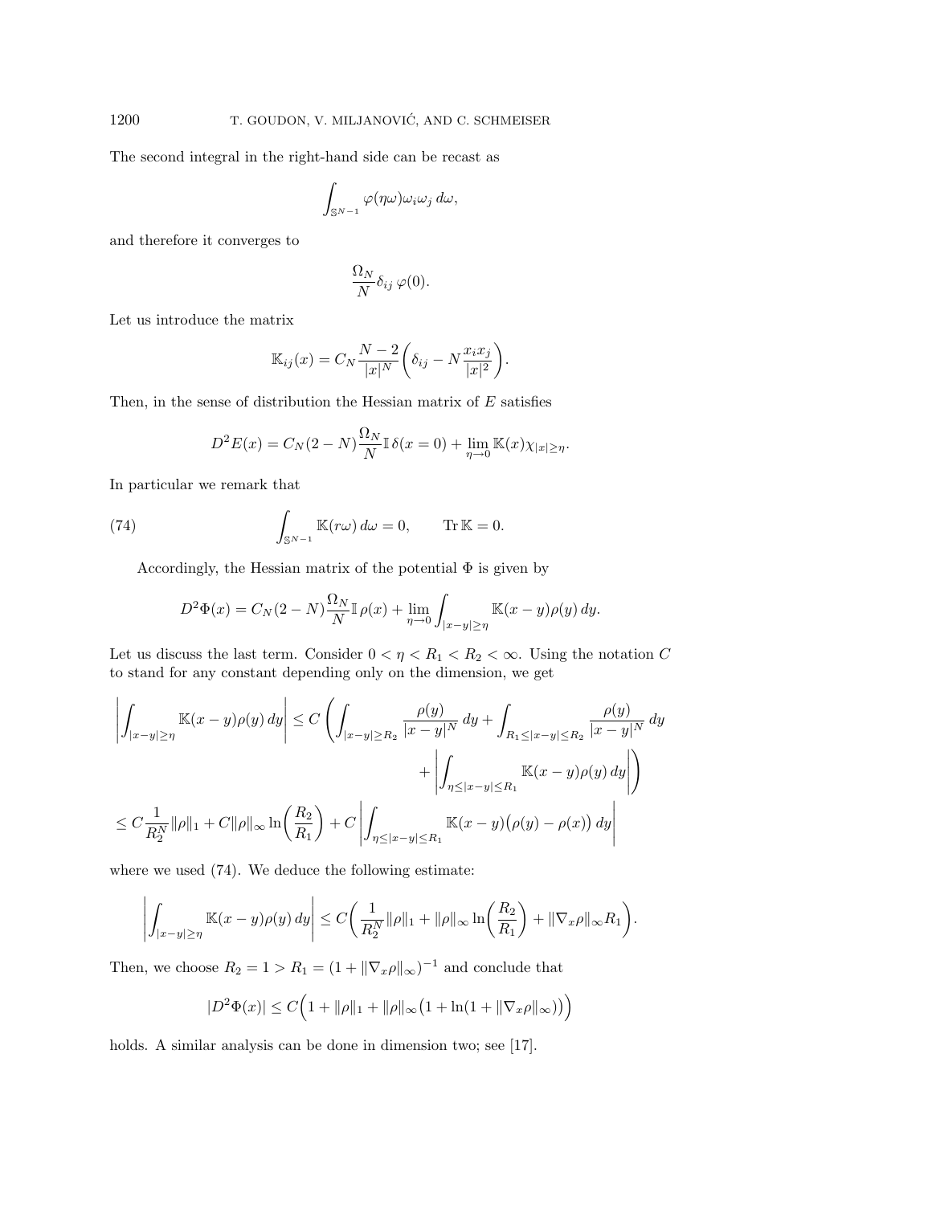The second integral in the right-hand side can be recast as

$$\int_{\mathbb{S}^{N-1}} \varphi(\eta\omega)\omega_i\omega_j \, d\omega,$$

and therefore it converges to

$$\frac{\Omega_N}{N}\delta_{ij}\, \varphi(0).$$

Let us introduce the matrix

$$\mathbb{K}_{ij}(x) = C_N \frac{N-2}{|x|^N}\left(\delta_{ij} - N\frac{x_i x_j}{|x|^2}\right).$$

Then, in the sense of distribution the Hessian matrix of $E$ satisfies

$$D^2E(x) = C_N(2-N)\frac{\Omega_N}{N}\mathbb{I}\,\delta(x=0) + \lim_{\eta\to 0}\mathbb{K}(x)\chi_{|x|\geq\eta}.$$

In particular we remark that

$$\int_{\mathbb{S}^{N-1}} \mathbb{K}(r\omega)\, d\omega = 0, \qquad \operatorname{Tr}\mathbb{K} = 0. \tag{74}$$

Accordingly, the Hessian matrix of the potential $\Phi$ is given by

$$D^2\Phi(x) = C_N(2-N)\frac{\Omega_N}{N}\mathbb{I}\,\rho(x) + \lim_{\eta\to 0}\int_{|x-y|\geq\eta}\mathbb{K}(x-y)\rho(y)\, dy.$$

Let us discuss the last term. Consider $0<\eta<R_1<R_2<\infty$. Using the notation $C$ to stand for any constant depending only on the dimension, we get

$$\begin{aligned}
\left|\int_{|x-y|\geq\eta}\mathbb{K}(x-y)\rho(y)\, dy\right| &\leq C\left(\int_{|x-y|\geq R_2}\frac{\rho(y)}{|x-y|^N}\, dy + \int_{R_1\leq|x-y|\leq R_2}\frac{\rho(y)}{|x-y|^N}\, dy\right.\\
&\qquad\left. + \left|\int_{\eta\leq|x-y|\leq R_1}\mathbb{K}(x-y)\rho(y)\, dy\right|\right)\\
&\leq C\frac{1}{R_2^N}\|\rho\|_1 + C\|\rho\|_\infty \ln\left(\frac{R_2}{R_1}\right) + C\left|\int_{\eta\leq|x-y|\leq R_1}\mathbb{K}(x-y)\big(\rho(y)-\rho(x)\big)\, dy\right|
\end{aligned}$$

where we used (74). We deduce the following estimate:

$$\left|\int_{|x-y|\geq\eta}\mathbb{K}(x-y)\rho(y)\, dy\right| \leq C\left(\frac{1}{R_2^N}\|\rho\|_1 + \|\rho\|_\infty\ln\left(\frac{R_2}{R_1}\right) + \|\nabla_x\rho\|_\infty R_1\right).$$

Then, we choose $R_2 = 1 > R_1 = (1+\|\nabla_x\rho\|_\infty)^{-1}$ and conclude that

$$|D^2\Phi(x)| \leq C\Big(1 + \|\rho\|_1 + \|\rho\|_\infty\big(1+\ln(1+\|\nabla_x\rho\|_\infty)\big)\Big)$$

holds. A similar analysis can be done in dimension two; see [17].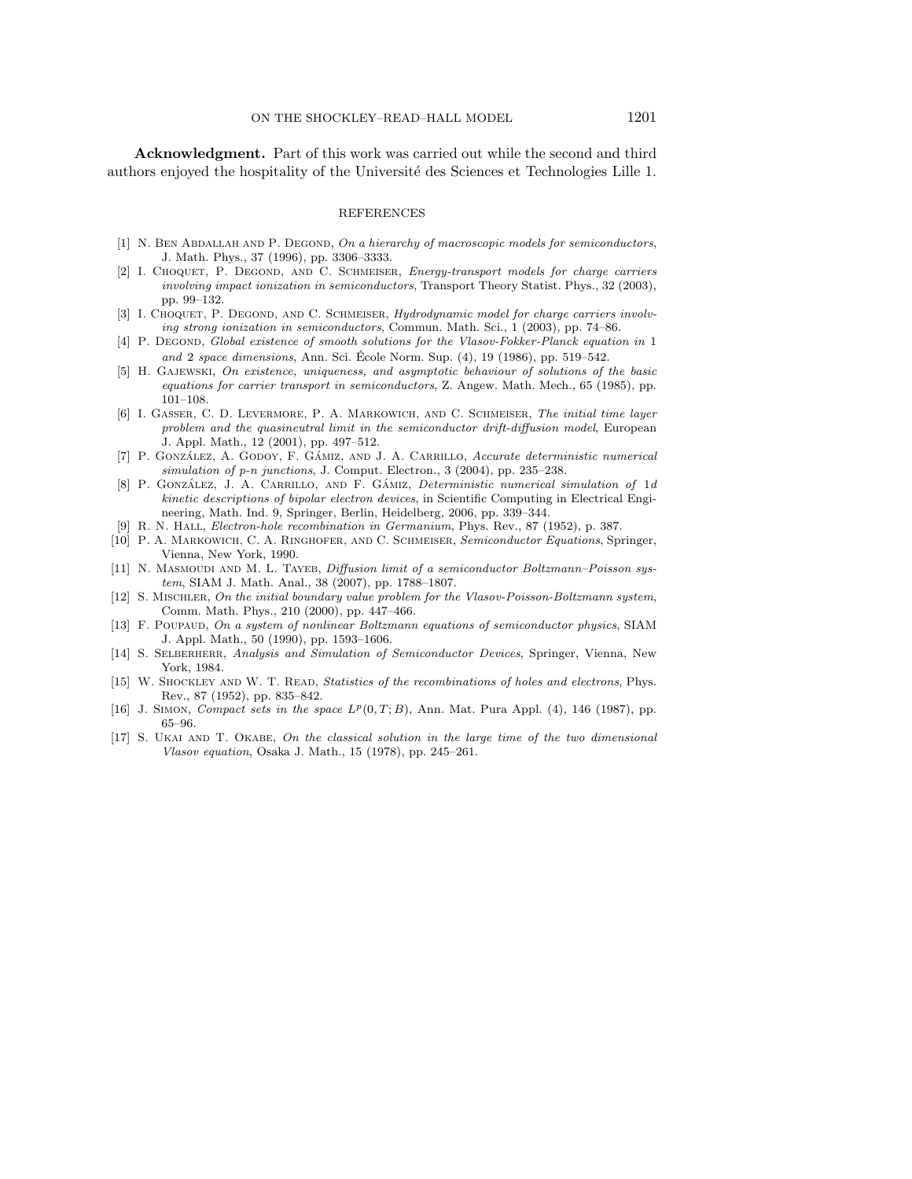**Acknowledgment.** Part of this work was carried out while the second and third authors enjoyed the hospitality of the Université des Sciences et Technologies Lille 1.

## REFERENCES

[1] N. Ben Abdallah and P. Degond, *On a hierarchy of macroscopic models for semiconductors*, J. Math. Phys., 37 (1996), pp. 3306–3333.

[2] I. Choquet, P. Degond, and C. Schmeiser, *Energy-transport models for charge carriers involving impact ionization in semiconductors*, Transport Theory Statist. Phys., 32 (2003), pp. 99–132.

[3] I. Choquet, P. Degond, and C. Schmeiser, *Hydrodynamic model for charge carriers involving strong ionization in semiconductors*, Commun. Math. Sci., 1 (2003), pp. 74–86.

[4] P. Degond, *Global existence of smooth solutions for the Vlasov-Fokker-Planck equation in* 1 *and* 2 *space dimensions*, Ann. Sci. École Norm. Sup. (4), 19 (1986), pp. 519–542.

[5] H. Gajewski, *On existence, uniqueness, and asymptotic behaviour of solutions of the basic equations for carrier transport in semiconductors*, Z. Angew. Math. Mech., 65 (1985), pp. 101–108.

[6] I. Gasser, C. D. Levermore, P. A. Markowich, and C. Schmeiser, *The initial time layer problem and the quasineutral limit in the semiconductor drift-diffusion model*, European J. Appl. Math., 12 (2001), pp. 497–512.

[7] P. González, A. Godoy, F. Gámiz, and J. A. Carrillo, *Accurate deterministic numerical simulation of p-n junctions*, J. Comput. Electron., 3 (2004), pp. 235–238.

[8] P. González, J. A. Carrillo, and F. Gámiz, *Deterministic numerical simulation of* 1*d kinetic descriptions of bipolar electron devices*, in Scientific Computing in Electrical Engineering, Math. Ind. 9, Springer, Berlin, Heidelberg, 2006, pp. 339–344.

[9] R. N. Hall, *Electron-hole recombination in Germanium*, Phys. Rev., 87 (1952), p. 387.

[10] P. A. Markowich, C. A. Ringhofer, and C. Schmeiser, *Semiconductor Equations*, Springer, Vienna, New York, 1990.

[11] N. Masmoudi and M. L. Tayeb, *Diffusion limit of a semiconductor Boltzmann–Poisson system*, SIAM J. Math. Anal., 38 (2007), pp. 1788–1807.

[12] S. Mischler, *On the initial boundary value problem for the Vlasov-Poisson-Boltzmann system*, Comm. Math. Phys., 210 (2000), pp. 447–466.

[13] F. Poupaud, *On a system of nonlinear Boltzmann equations of semiconductor physics*, SIAM J. Appl. Math., 50 (1990), pp. 1593–1606.

[14] S. Selberherr, *Analysis and Simulation of Semiconductor Devices*, Springer, Vienna, New York, 1984.

[15] W. Shockley and W. T. Read, *Statistics of the recombinations of holes and electrons*, Phys. Rev., 87 (1952), pp. 835–842.

[16] J. Simon, *Compact sets in the space* $L^p(0,T;B)$, Ann. Mat. Pura Appl. (4), 146 (1987), pp. 65–96.

[17] S. Ukai and T. Okabe, *On the classical solution in the large time of the two dimensional Vlasov equation*, Osaka J. Math., 15 (1978), pp. 245–261.